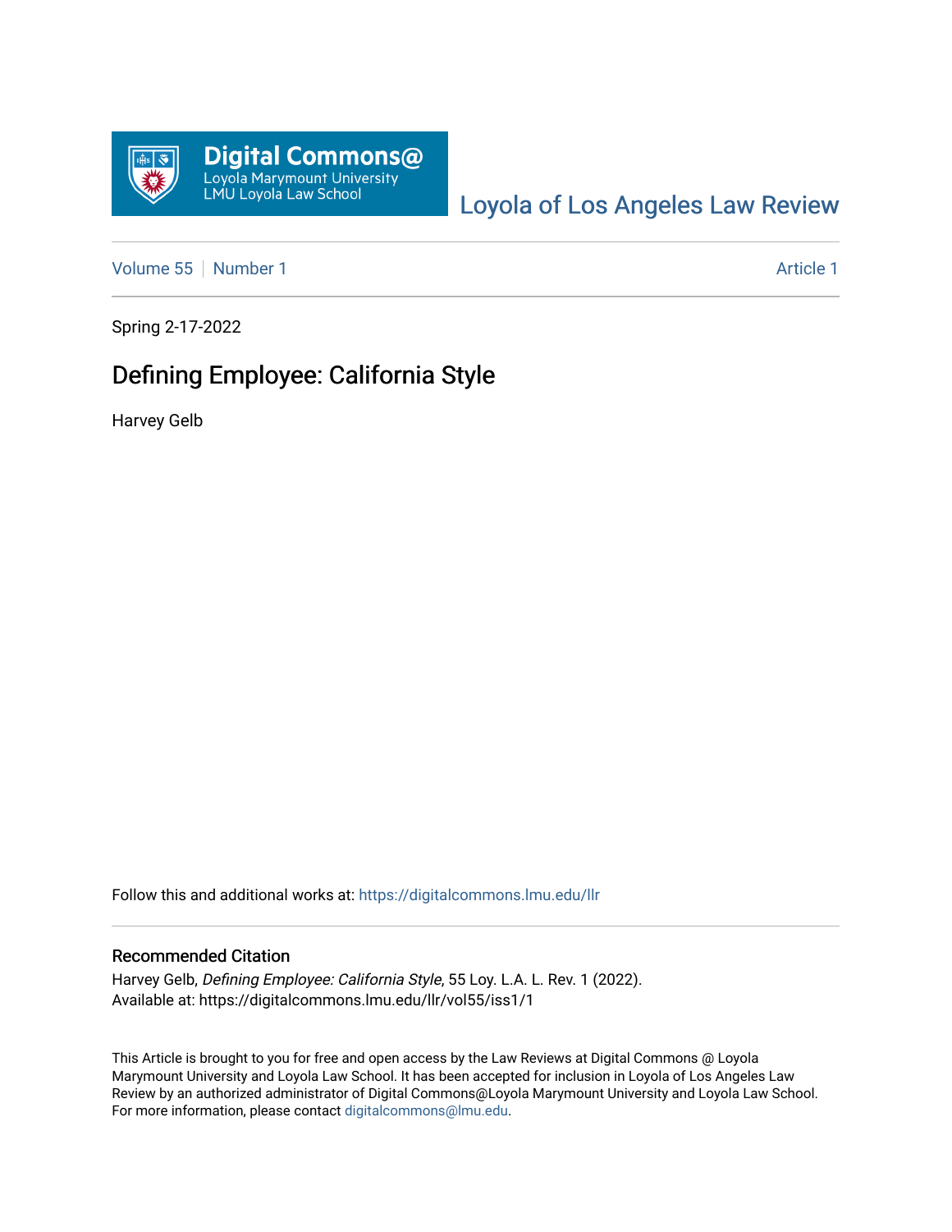Loyola of Los Angeles Law Review

Volume 55 | Number 1 — Article 1

Spring 2-17-2022

# Defining Employee: California Style

Harvey Gelb

Follow this and additional works at: https://digitalcommons.lmu.edu/llr

## Recommended Citation

Harvey Gelb, *Defining Employee: California Style*, 55 Loy. L.A. L. Rev. 1 (2022).
Available at: https://digitalcommons.lmu.edu/llr/vol55/iss1/1

This Article is brought to you for free and open access by the Law Reviews at Digital Commons @ Loyola Marymount University and Loyola Law School. It has been accepted for inclusion in Loyola of Los Angeles Law Review by an authorized administrator of Digital Commons@Loyola Marymount University and Loyola Law School. For more information, please contact digitalcommons@lmu.edu.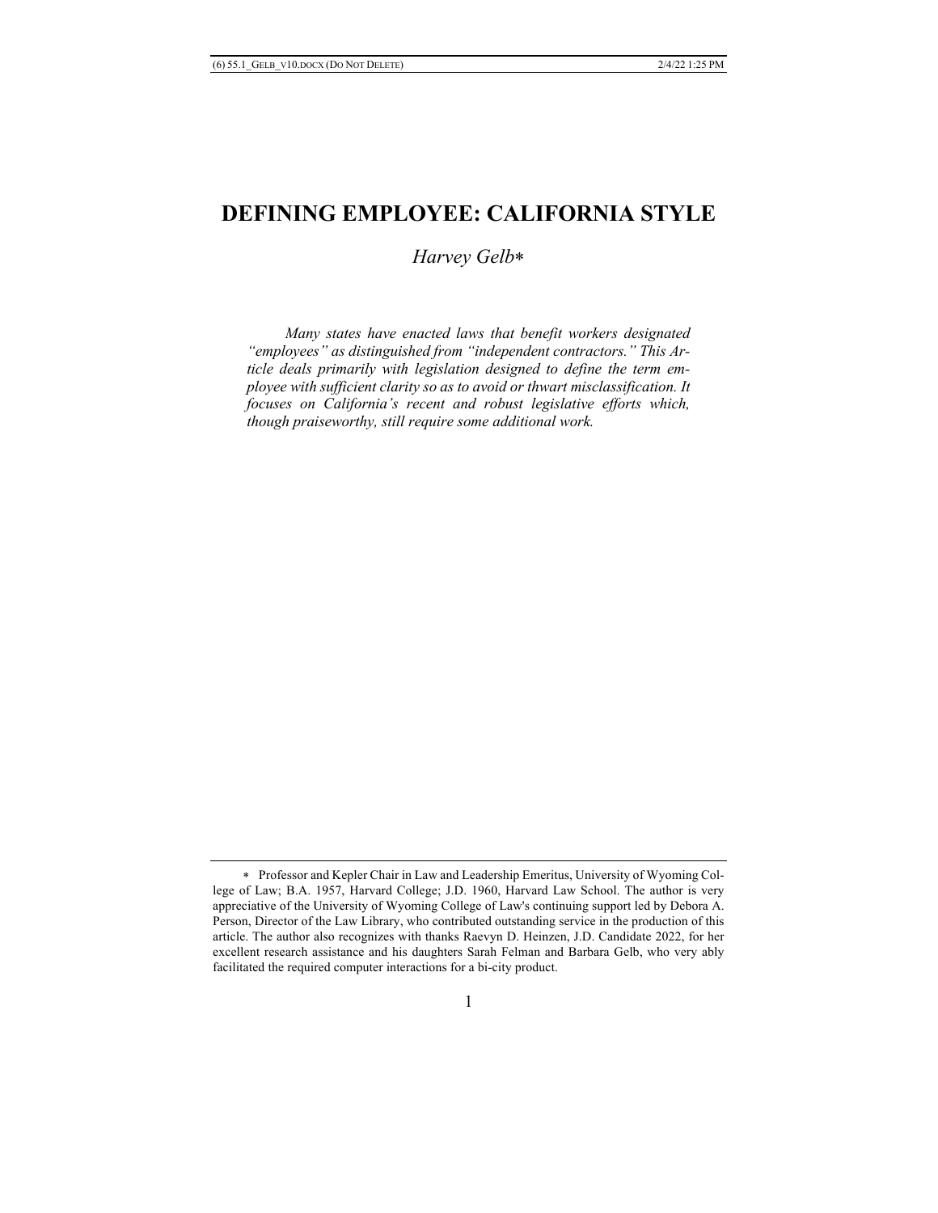# DEFINING EMPLOYEE: CALIFORNIA STYLE

*Harvey Gelb**

*Many states have enacted laws that benefit workers designated "employees" as distinguished from "independent contractors." This Article deals primarily with legislation designed to define the term employee with sufficient clarity so as to avoid or thwart misclassification. It focuses on California's recent and robust legislative efforts which, though praiseworthy, still require some additional work.*

---

\* Professor and Kepler Chair in Law and Leadership Emeritus, University of Wyoming College of Law; B.A. 1957, Harvard College; J.D. 1960, Harvard Law School. The author is very appreciative of the University of Wyoming College of Law's continuing support led by Debora A. Person, Director of the Law Library, who contributed outstanding service in the production of this article. The author also recognizes with thanks Raevyn D. Heinzen, J.D. Candidate 2022, for her excellent research assistance and his daughters Sarah Felman and Barbara Gelb, who very ably facilitated the required computer interactions for a bi-city product.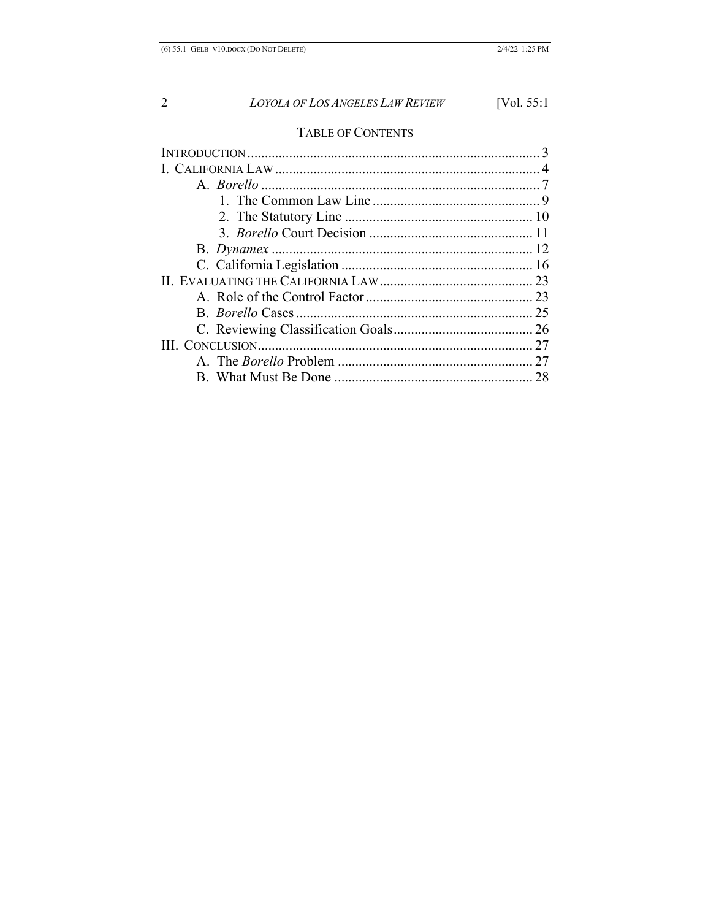## TABLE OF CONTENTS

INTRODUCTION .................................................................................... 3

I. CALIFORNIA LAW ............................................................................ 4

- A. *Borello* ................................................................................ 7
  - 1. The Common Law Line ................................................ 9
  - 2. The Statutory Line ...................................................... 10
  - 3. *Borello* Court Decision ............................................... 11
- B. *Dynamex* ........................................................................... 12
- C. California Legislation ....................................................... 16

II. EVALUATING THE CALIFORNIA LAW ............................................ 23

- A. Role of the Control Factor ................................................ 23
- B. *Borello* Cases .................................................................... 25
- C. Reviewing Classification Goals ........................................ 26

III. CONCLUSION ............................................................................... 27

- A. The *Borello* Problem ........................................................ 27
- B. What Must Be Done ......................................................... 28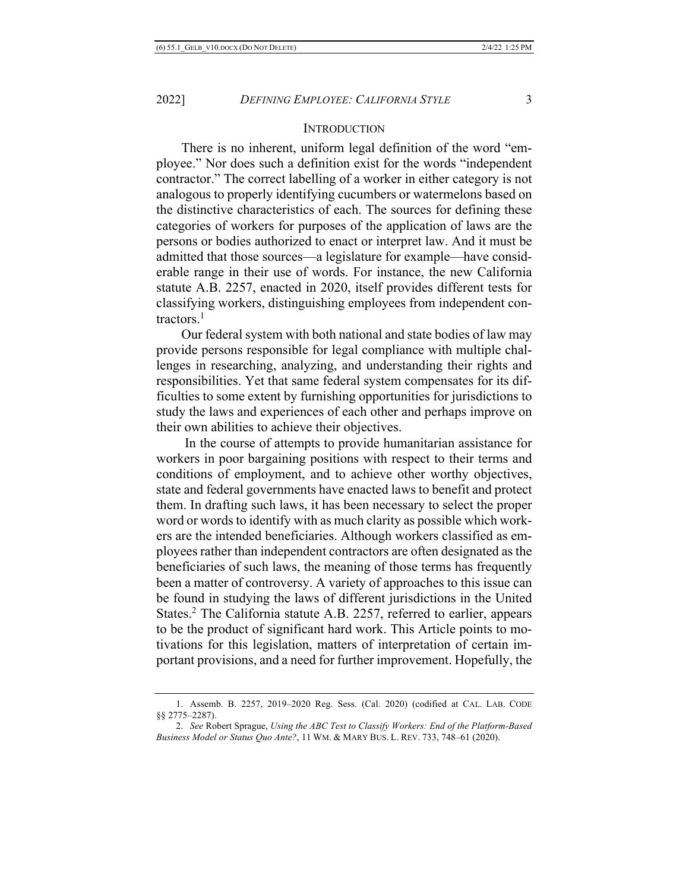## INTRODUCTION

There is no inherent, uniform legal definition of the word "employee." Nor does such a definition exist for the words "independent contractor." The correct labelling of a worker in either category is not analogous to properly identifying cucumbers or watermelons based on the distinctive characteristics of each. The sources for defining these categories of workers for purposes of the application of laws are the persons or bodies authorized to enact or interpret law. And it must be admitted that those sources—a legislature for example—have considerable range in their use of words. For instance, the new California statute A.B. 2257, enacted in 2020, itself provides different tests for classifying workers, distinguishing employees from independent contractors.[1]

Our federal system with both national and state bodies of law may provide persons responsible for legal compliance with multiple challenges in researching, analyzing, and understanding their rights and responsibilities. Yet that same federal system compensates for its difficulties to some extent by furnishing opportunities for jurisdictions to study the laws and experiences of each other and perhaps improve on their own abilities to achieve their objectives.

In the course of attempts to provide humanitarian assistance for workers in poor bargaining positions with respect to their terms and conditions of employment, and to achieve other worthy objectives, state and federal governments have enacted laws to benefit and protect them. In drafting such laws, it has been necessary to select the proper word or words to identify with as much clarity as possible which workers are the intended beneficiaries. Although workers classified as employees rather than independent contractors are often designated as the beneficiaries of such laws, the meaning of those terms has frequently been a matter of controversy. A variety of approaches to this issue can be found in studying the laws of different jurisdictions in the United States.[2] The California statute A.B. 2257, referred to earlier, appears to be the product of significant hard work. This Article points to motivations for this legislation, matters of interpretation of certain important provisions, and a need for further improvement. Hopefully, the

---

1. Assemb. B. 2257, 2019–2020 Reg. Sess. (Cal. 2020) (codified at CAL. LAB. CODE §§ 2775–2287).

2. *See* Robert Sprague, *Using the ABC Test to Classify Workers: End of the Platform-Based Business Model or Status Quo Ante?*, 11 WM. & MARY BUS. L. REV. 733, 748–61 (2020).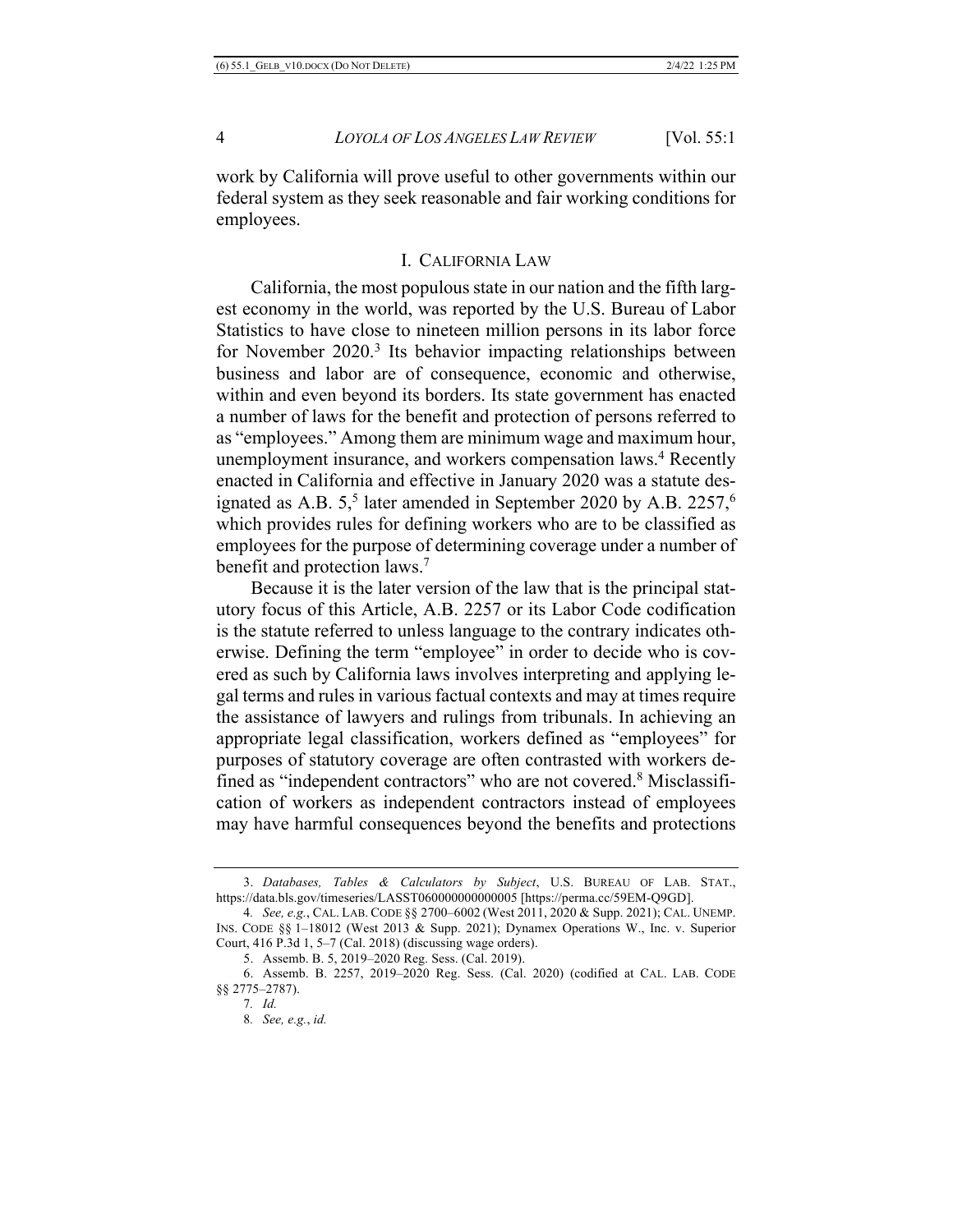work by California will prove useful to other governments within our federal system as they seek reasonable and fair working conditions for employees.

## I. California Law

California, the most populous state in our nation and the fifth largest economy in the world, was reported by the U.S. Bureau of Labor Statistics to have close to nineteen million persons in its labor force for November 2020.[3] Its behavior impacting relationships between business and labor are of consequence, economic and otherwise, within and even beyond its borders. Its state government has enacted a number of laws for the benefit and protection of persons referred to as "employees." Among them are minimum wage and maximum hour, unemployment insurance, and workers compensation laws.[4] Recently enacted in California and effective in January 2020 was a statute designated as A.B. 5,[5] later amended in September 2020 by A.B. 2257,[6] which provides rules for defining workers who are to be classified as employees for the purpose of determining coverage under a number of benefit and protection laws.[7]

Because it is the later version of the law that is the principal statutory focus of this Article, A.B. 2257 or its Labor Code codification is the statute referred to unless language to the contrary indicates otherwise. Defining the term "employee" in order to decide who is covered as such by California laws involves interpreting and applying legal terms and rules in various factual contexts and may at times require the assistance of lawyers and rulings from tribunals. In achieving an appropriate legal classification, workers defined as "employees" for purposes of statutory coverage are often contrasted with workers defined as "independent contractors" who are not covered.[8] Misclassification of workers as independent contractors instead of employees may have harmful consequences beyond the benefits and protections

---

3. *Databases, Tables & Calculators by Subject*, U.S. Bureau of Lab. Stat., https://data.bls.gov/timeseries/LASST060000000000005 [https://perma.cc/59EM-Q9GD].

4. *See, e.g.*, Cal. Lab. Code §§ 2700–6002 (West 2011, 2020 & Supp. 2021); Cal. Unemp. Ins. Code §§ 1–18012 (West 2013 & Supp. 2021); Dynamex Operations W., Inc. v. Superior Court, 416 P.3d 1, 5–7 (Cal. 2018) (discussing wage orders).

5. Assemb. B. 5, 2019–2020 Reg. Sess. (Cal. 2019).

6. Assemb. B. 2257, 2019–2020 Reg. Sess. (Cal. 2020) (codified at Cal. Lab. Code §§ 2775–2787).

7. *Id.*

8. *See, e.g.*, *id.*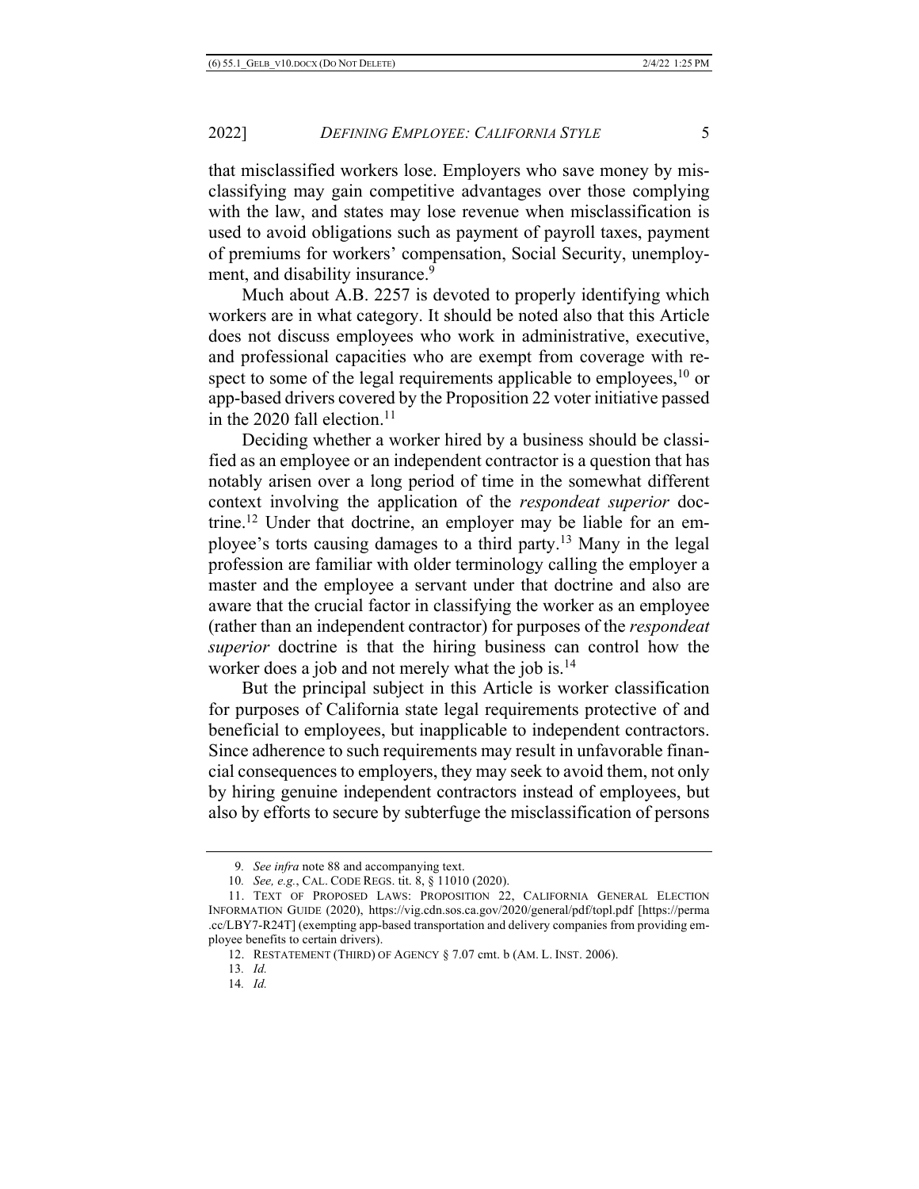that misclassified workers lose. Employers who save money by misclassifying may gain competitive advantages over those complying with the law, and states may lose revenue when misclassification is used to avoid obligations such as payment of payroll taxes, payment of premiums for workers' compensation, Social Security, unemployment, and disability insurance.[9]

Much about A.B. 2257 is devoted to properly identifying which workers are in what category. It should be noted also that this Article does not discuss employees who work in administrative, executive, and professional capacities who are exempt from coverage with respect to some of the legal requirements applicable to employees,[10] or app-based drivers covered by the Proposition 22 voter initiative passed in the 2020 fall election.[11]

Deciding whether a worker hired by a business should be classified as an employee or an independent contractor is a question that has notably arisen over a long period of time in the somewhat different context involving the application of the *respondeat superior* doctrine.[12] Under that doctrine, an employer may be liable for an employee's torts causing damages to a third party.[13] Many in the legal profession are familiar with older terminology calling the employer a master and the employee a servant under that doctrine and also are aware that the crucial factor in classifying the worker as an employee (rather than an independent contractor) for purposes of the *respondeat superior* doctrine is that the hiring business can control how the worker does a job and not merely what the job is.[14]

But the principal subject in this Article is worker classification for purposes of California state legal requirements protective of and beneficial to employees, but inapplicable to independent contractors. Since adherence to such requirements may result in unfavorable financial consequences to employers, they may seek to avoid them, not only by hiring genuine independent contractors instead of employees, but also by efforts to secure by subterfuge the misclassification of persons

---

9. *See infra* note 88 and accompanying text.

10. *See, e.g.*, CAL. CODE REGS. tit. 8, § 11010 (2020).

11. TEXT OF PROPOSED LAWS: PROPOSITION 22, CALIFORNIA GENERAL ELECTION INFORMATION GUIDE (2020), https://vig.cdn.sos.ca.gov/2020/general/pdf/topl.pdf [https://perma.cc/LBY7-R24T] (exempting app-based transportation and delivery companies from providing employee benefits to certain drivers).

12. RESTATEMENT (THIRD) OF AGENCY § 7.07 cmt. b (AM. L. INST. 2006).

13. *Id.*

14. *Id.*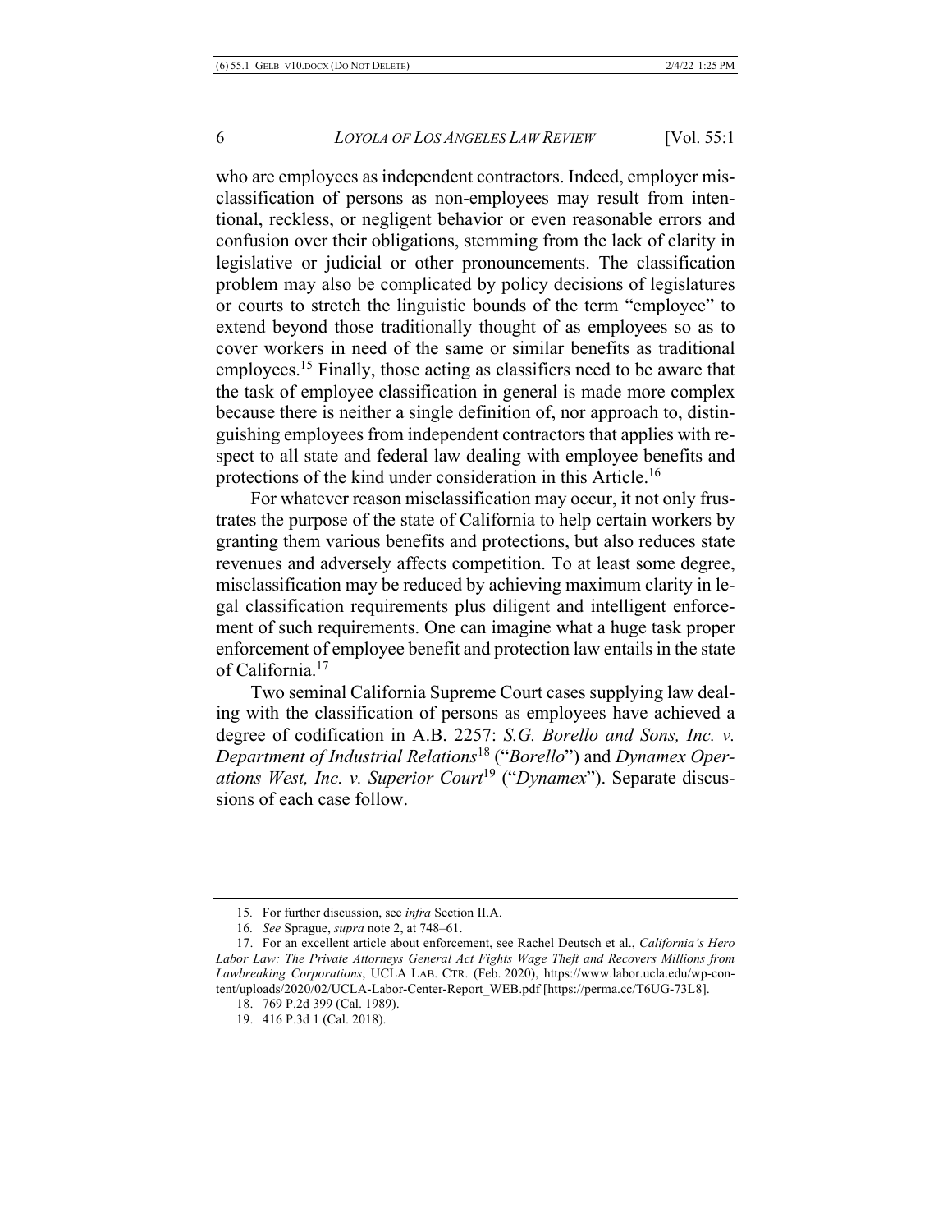who are employees as independent contractors. Indeed, employer misclassification of persons as non-employees may result from intentional, reckless, or negligent behavior or even reasonable errors and confusion over their obligations, stemming from the lack of clarity in legislative or judicial or other pronouncements. The classification problem may also be complicated by policy decisions of legislatures or courts to stretch the linguistic bounds of the term "employee" to extend beyond those traditionally thought of as employees so as to cover workers in need of the same or similar benefits as traditional employees.[15] Finally, those acting as classifiers need to be aware that the task of employee classification in general is made more complex because there is neither a single definition of, nor approach to, distinguishing employees from independent contractors that applies with respect to all state and federal law dealing with employee benefits and protections of the kind under consideration in this Article.[16]

For whatever reason misclassification may occur, it not only frustrates the purpose of the state of California to help certain workers by granting them various benefits and protections, but also reduces state revenues and adversely affects competition. To at least some degree, misclassification may be reduced by achieving maximum clarity in legal classification requirements plus diligent and intelligent enforcement of such requirements. One can imagine what a huge task proper enforcement of employee benefit and protection law entails in the state of California.[17]

Two seminal California Supreme Court cases supplying law dealing with the classification of persons as employees have achieved a degree of codification in A.B. 2257: *S.G. Borello and Sons, Inc. v. Department of Industrial Relations*[18] ("*Borello*") and *Dynamex Operations West, Inc. v. Superior Court*[19] ("*Dynamex*"). Separate discussions of each case follow.

---

15. For further discussion, see *infra* Section II.A.

16. *See* Sprague, *supra* note 2, at 748–61.

17. For an excellent article about enforcement, see Rachel Deutsch et al., *California's Hero Labor Law: The Private Attorneys General Act Fights Wage Theft and Recovers Millions from Lawbreaking Corporations*, UCLA LAB. CTR. (Feb. 2020), https://www.labor.ucla.edu/wp-content/uploads/2020/02/UCLA-Labor-Center-Report_WEB.pdf [https://perma.cc/T6UG-73L8].

18. 769 P.2d 399 (Cal. 1989).

19. 416 P.3d 1 (Cal. 2018).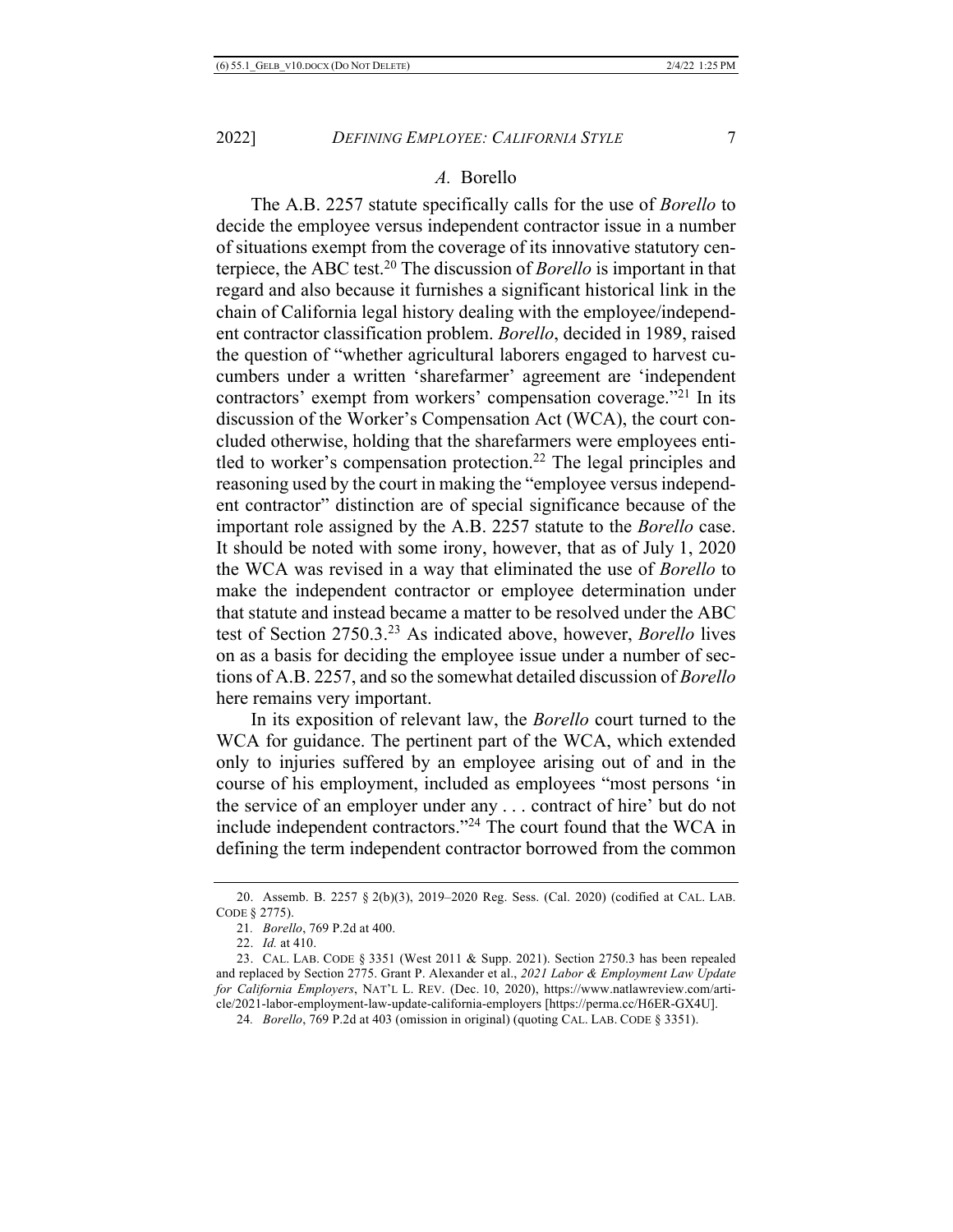### *A.* Borello

The A.B. 2257 statute specifically calls for the use of *Borello* to decide the employee versus independent contractor issue in a number of situations exempt from the coverage of its innovative statutory centerpiece, the ABC test.[20] The discussion of *Borello* is important in that regard and also because it furnishes a significant historical link in the chain of California legal history dealing with the employee/independent contractor classification problem. *Borello*, decided in 1989, raised the question of "whether agricultural laborers engaged to harvest cucumbers under a written 'sharefarmer' agreement are 'independent contractors' exempt from workers' compensation coverage."[21] In its discussion of the Worker's Compensation Act (WCA), the court concluded otherwise, holding that the sharefarmers were employees entitled to worker's compensation protection.[22] The legal principles and reasoning used by the court in making the "employee versus independent contractor" distinction are of special significance because of the important role assigned by the A.B. 2257 statute to the *Borello* case. It should be noted with some irony, however, that as of July 1, 2020 the WCA was revised in a way that eliminated the use of *Borello* to make the independent contractor or employee determination under that statute and instead became a matter to be resolved under the ABC test of Section 2750.3.[23] As indicated above, however, *Borello* lives on as a basis for deciding the employee issue under a number of sections of A.B. 2257, and so the somewhat detailed discussion of *Borello* here remains very important.

In its exposition of relevant law, the *Borello* court turned to the WCA for guidance. The pertinent part of the WCA, which extended only to injuries suffered by an employee arising out of and in the course of his employment, included as employees "most persons 'in the service of an employer under any . . . contract of hire' but do not include independent contractors."[24] The court found that the WCA in defining the term independent contractor borrowed from the common

---

20. Assemb. B. 2257 § 2(b)(3), 2019–2020 Reg. Sess. (Cal. 2020) (codified at CAL. LAB. CODE § 2775).

21. *Borello*, 769 P.2d at 400.

22. *Id.* at 410.

23. CAL. LAB. CODE § 3351 (West 2011 & Supp. 2021). Section 2750.3 has been repealed and replaced by Section 2775. Grant P. Alexander et al., *2021 Labor & Employment Law Update for California Employers*, NAT'L L. REV. (Dec. 10, 2020), https://www.natlawreview.com/article/2021-labor-employment-law-update-california-employers [https://perma.cc/H6ER-GX4U].

24. *Borello*, 769 P.2d at 403 (omission in original) (quoting CAL. LAB. CODE § 3351).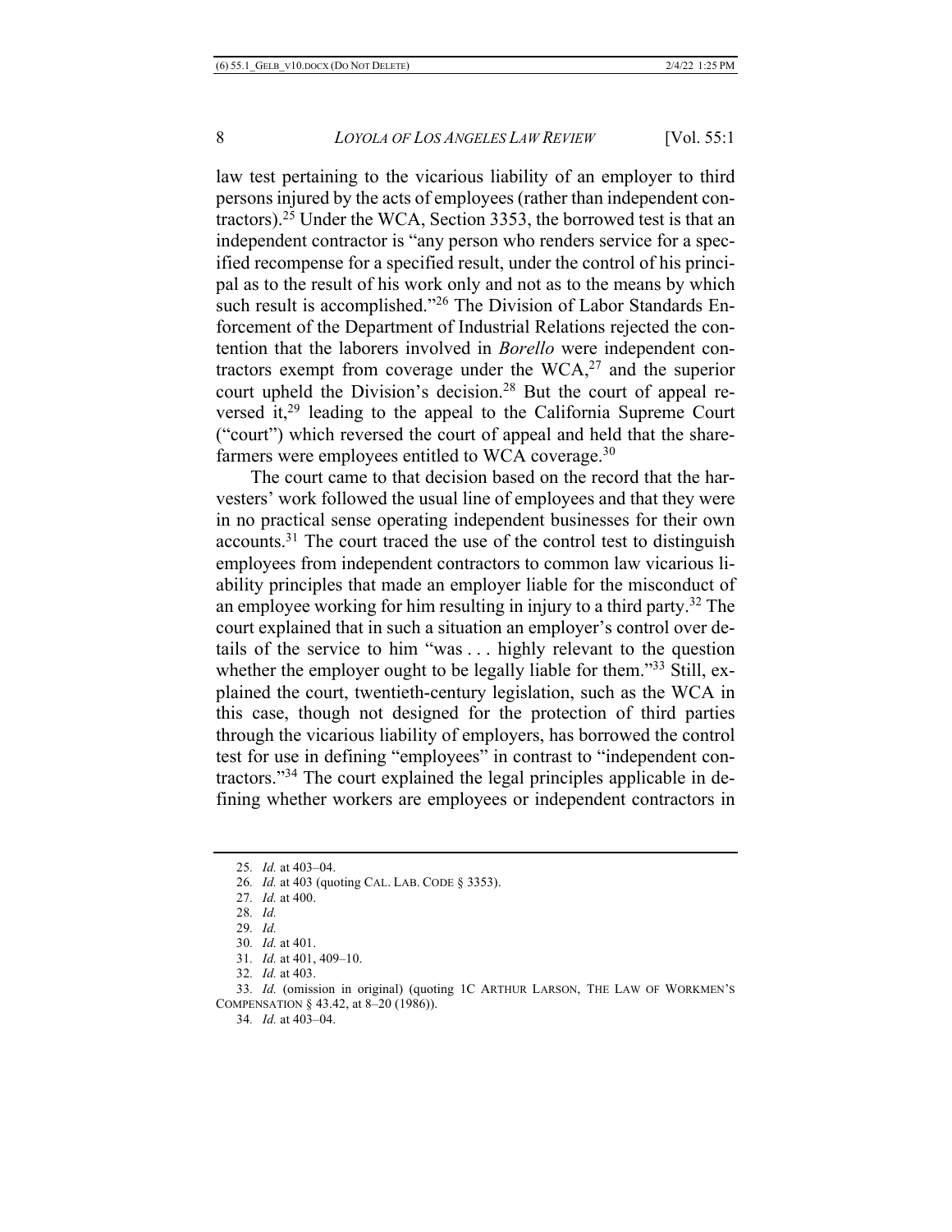law test pertaining to the vicarious liability of an employer to third persons injured by the acts of employees (rather than independent contractors).[25] Under the WCA, Section 3353, the borrowed test is that an independent contractor is "any person who renders service for a specified recompense for a specified result, under the control of his principal as to the result of his work only and not as to the means by which such result is accomplished."[26] The Division of Labor Standards Enforcement of the Department of Industrial Relations rejected the contention that the laborers involved in *Borello* were independent contractors exempt from coverage under the WCA,[27] and the superior court upheld the Division's decision.[28] But the court of appeal reversed it,[29] leading to the appeal to the California Supreme Court ("court") which reversed the court of appeal and held that the sharefarmers were employees entitled to WCA coverage.[30]

The court came to that decision based on the record that the harvesters' work followed the usual line of employees and that they were in no practical sense operating independent businesses for their own accounts.[31] The court traced the use of the control test to distinguish employees from independent contractors to common law vicarious liability principles that made an employer liable for the misconduct of an employee working for him resulting in injury to a third party.[32] The court explained that in such a situation an employer's control over details of the service to him "was . . . highly relevant to the question whether the employer ought to be legally liable for them."[33] Still, explained the court, twentieth-century legislation, such as the WCA in this case, though not designed for the protection of third parties through the vicarious liability of employers, has borrowed the control test for use in defining "employees" in contrast to "independent contractors."[34] The court explained the legal principles applicable in defining whether workers are employees or independent contractors in

---

25. *Id.* at 403–04.
26. *Id.* at 403 (quoting CAL. LAB. CODE § 3353).
27. *Id.* at 400.
28. *Id.*
29. *Id.*
30. *Id.* at 401.
31. *Id.* at 401, 409–10.
32. *Id.* at 403.
33. *Id.* (omission in original) (quoting 1C ARTHUR LARSON, THE LAW OF WORKMEN'S COMPENSATION § 43.42, at 8–20 (1986)).
34. *Id.* at 403–04.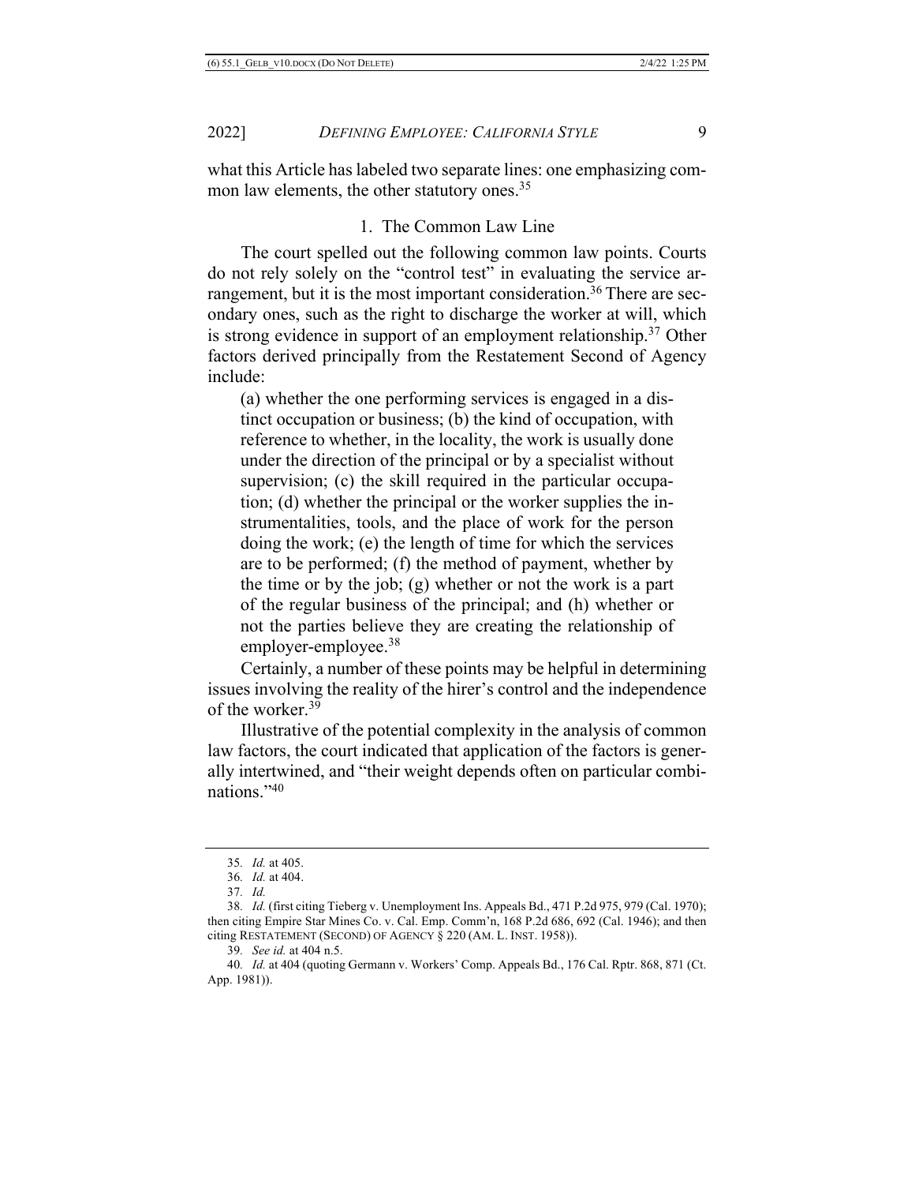what this Article has labeled two separate lines: one emphasizing common law elements, the other statutory ones.[35]

### 1. The Common Law Line

The court spelled out the following common law points. Courts do not rely solely on the "control test" in evaluating the service arrangement, but it is the most important consideration.[36] There are secondary ones, such as the right to discharge the worker at will, which is strong evidence in support of an employment relationship.[37] Other factors derived principally from the Restatement Second of Agency include:

> (a) whether the one performing services is engaged in a distinct occupation or business; (b) the kind of occupation, with reference to whether, in the locality, the work is usually done under the direction of the principal or by a specialist without supervision; (c) the skill required in the particular occupation; (d) whether the principal or the worker supplies the instrumentalities, tools, and the place of work for the person doing the work; (e) the length of time for which the services are to be performed; (f) the method of payment, whether by the time or by the job; (g) whether or not the work is a part of the regular business of the principal; and (h) whether or not the parties believe they are creating the relationship of employer-employee.[38]

Certainly, a number of these points may be helpful in determining issues involving the reality of the hirer's control and the independence of the worker.[39]

Illustrative of the potential complexity in the analysis of common law factors, the court indicated that application of the factors is generally intertwined, and "their weight depends often on particular combinations."[40]

---

35. *Id.* at 405.

36. *Id.* at 404.

37. *Id.*

38. *Id.* (first citing Tieberg v. Unemployment Ins. Appeals Bd., 471 P.2d 975, 979 (Cal. 1970); then citing Empire Star Mines Co. v. Cal. Emp. Comm'n, 168 P.2d 686, 692 (Cal. 1946); and then citing RESTATEMENT (SECOND) OF AGENCY § 220 (AM. L. INST. 1958)).

39. *See id.* at 404 n.5.

40. *Id.* at 404 (quoting Germann v. Workers' Comp. Appeals Bd., 176 Cal. Rptr. 868, 871 (Ct. App. 1981)).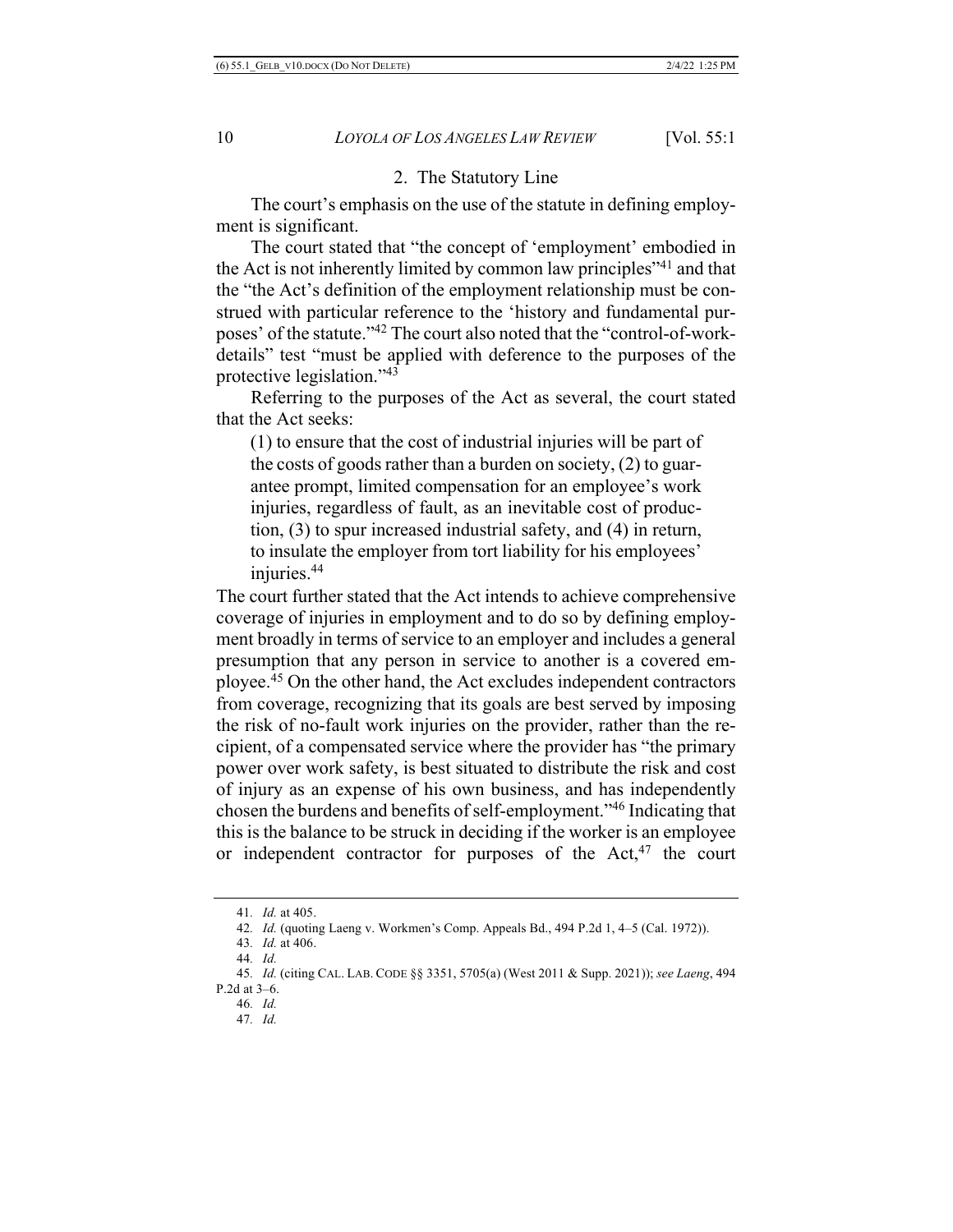### 2. The Statutory Line

The court's emphasis on the use of the statute in defining employment is significant.

The court stated that "the concept of 'employment' embodied in the Act is not inherently limited by common law principles"[41] and that the "the Act's definition of the employment relationship must be construed with particular reference to the 'history and fundamental purposes' of the statute."[42] The court also noted that the "control-of-work-details" test "must be applied with deference to the purposes of the protective legislation."[43]

Referring to the purposes of the Act as several, the court stated that the Act seeks:

> (1) to ensure that the cost of industrial injuries will be part of the costs of goods rather than a burden on society, (2) to guarantee prompt, limited compensation for an employee's work injuries, regardless of fault, as an inevitable cost of production, (3) to spur increased industrial safety, and (4) in return, to insulate the employer from tort liability for his employees' injuries.[44]

The court further stated that the Act intends to achieve comprehensive coverage of injuries in employment and to do so by defining employment broadly in terms of service to an employer and includes a general presumption that any person in service to another is a covered employee.[45] On the other hand, the Act excludes independent contractors from coverage, recognizing that its goals are best served by imposing the risk of no-fault work injuries on the provider, rather than the recipient, of a compensated service where the provider has "the primary power over work safety, is best situated to distribute the risk and cost of injury as an expense of his own business, and has independently chosen the burdens and benefits of self-employment."[46] Indicating that this is the balance to be struck in deciding if the worker is an employee or independent contractor for purposes of the Act,[47] the court

---

41. *Id.* at 405.

42. *Id.* (quoting Laeng v. Workmen's Comp. Appeals Bd., 494 P.2d 1, 4–5 (Cal. 1972)).

43. *Id.* at 406.

44. *Id.*

45. *Id.* (citing CAL. LAB. CODE §§ 3351, 5705(a) (West 2011 & Supp. 2021)); *see Laeng*, 494 P.2d at 3–6.

46. *Id.*

47. *Id.*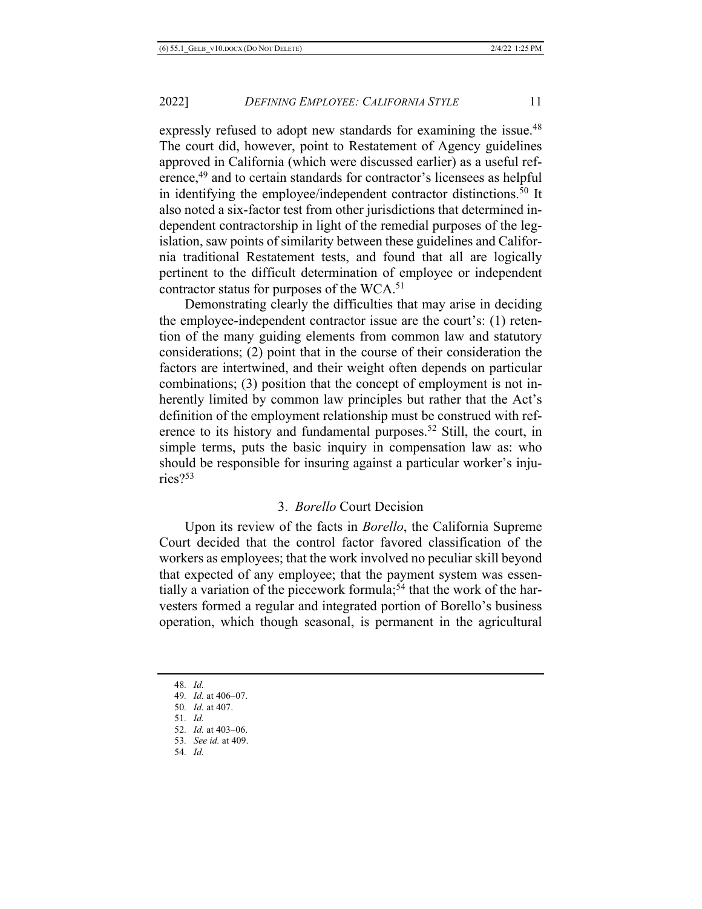expressly refused to adopt new standards for examining the issue.[48] The court did, however, point to Restatement of Agency guidelines approved in California (which were discussed earlier) as a useful reference,[49] and to certain standards for contractor's licensees as helpful in identifying the employee/independent contractor distinctions.[50] It also noted a six-factor test from other jurisdictions that determined independent contractorship in light of the remedial purposes of the legislation, saw points of similarity between these guidelines and California traditional Restatement tests, and found that all are logically pertinent to the difficult determination of employee or independent contractor status for purposes of the WCA.[51]

Demonstrating clearly the difficulties that may arise in deciding the employee-independent contractor issue are the court's: (1) retention of the many guiding elements from common law and statutory considerations; (2) point that in the course of their consideration the factors are intertwined, and their weight often depends on particular combinations; (3) position that the concept of employment is not inherently limited by common law principles but rather that the Act's definition of the employment relationship must be construed with reference to its history and fundamental purposes.[52] Still, the court, in simple terms, puts the basic inquiry in compensation law as: who should be responsible for insuring against a particular worker's injuries?[53]

### 3. *Borello* Court Decision

Upon its review of the facts in *Borello*, the California Supreme Court decided that the control factor favored classification of the workers as employees; that the work involved no peculiar skill beyond that expected of any employee; that the payment system was essentially a variation of the piecework formula;[54] that the work of the harvesters formed a regular and integrated portion of Borello's business operation, which though seasonal, is permanent in the agricultural

---

48. *Id.*
49. *Id.* at 406–07.
50. *Id.* at 407.
51. *Id.*
52. *Id.* at 403–06.
53. *See id.* at 409.
54. *Id.*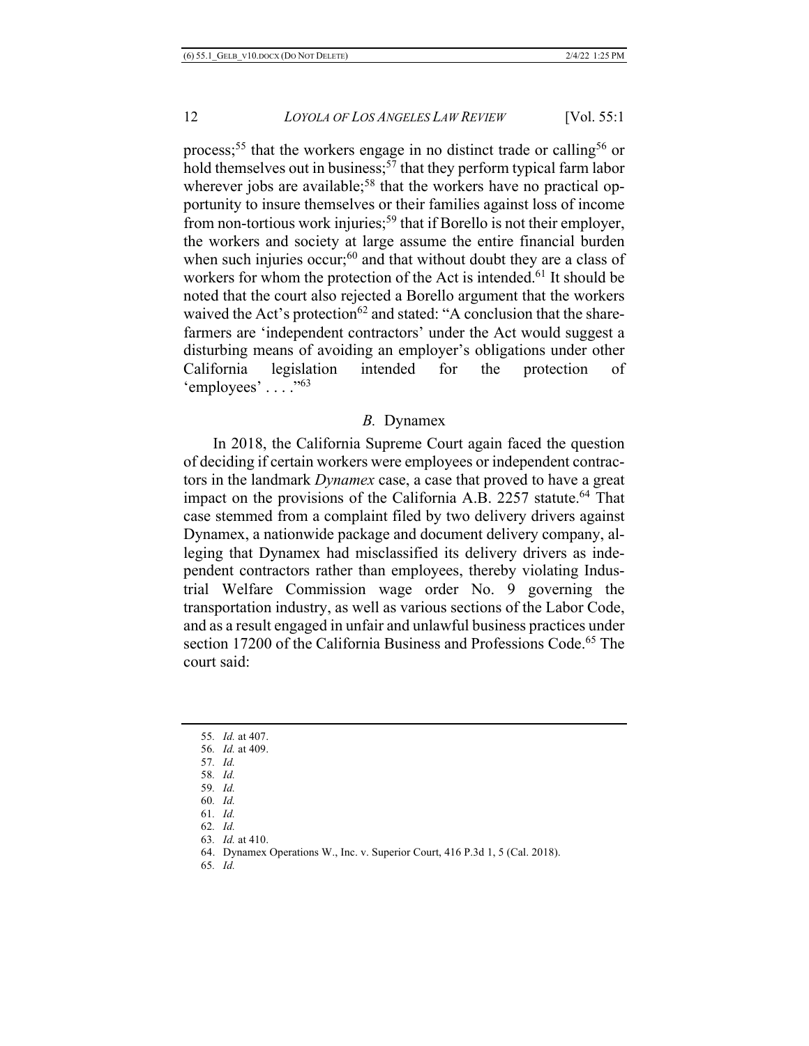process;[55] that the workers engage in no distinct trade or calling[56] or hold themselves out in business;[57] that they perform typical farm labor wherever jobs are available;[58] that the workers have no practical opportunity to insure themselves or their families against loss of income from non-tortious work injuries;[59] that if Borello is not their employer, the workers and society at large assume the entire financial burden when such injuries occur;[60] and that without doubt they are a class of workers for whom the protection of the Act is intended.[61] It should be noted that the court also rejected a Borello argument that the workers waived the Act's protection[62] and stated: "A conclusion that the share-farmers are 'independent contractors' under the Act would suggest a disturbing means of avoiding an employer's obligations under other California legislation intended for the protection of 'employees' . . . ."[63]

### *B.* Dynamex

In 2018, the California Supreme Court again faced the question of deciding if certain workers were employees or independent contractors in the landmark *Dynamex* case, a case that proved to have a great impact on the provisions of the California A.B. 2257 statute.[64] That case stemmed from a complaint filed by two delivery drivers against Dynamex, a nationwide package and document delivery company, alleging that Dynamex had misclassified its delivery drivers as independent contractors rather than employees, thereby violating Industrial Welfare Commission wage order No. 9 governing the transportation industry, as well as various sections of the Labor Code, and as a result engaged in unfair and unlawful business practices under section 17200 of the California Business and Professions Code.[65] The court said:

---

55. *Id.* at 407.
56. *Id.* at 409.
57. *Id.*
58. *Id.*
59. *Id.*
60. *Id.*
61. *Id.*
62. *Id.*
63. *Id.* at 410.
64. Dynamex Operations W., Inc. v. Superior Court, 416 P.3d 1, 5 (Cal. 2018).
65. *Id.*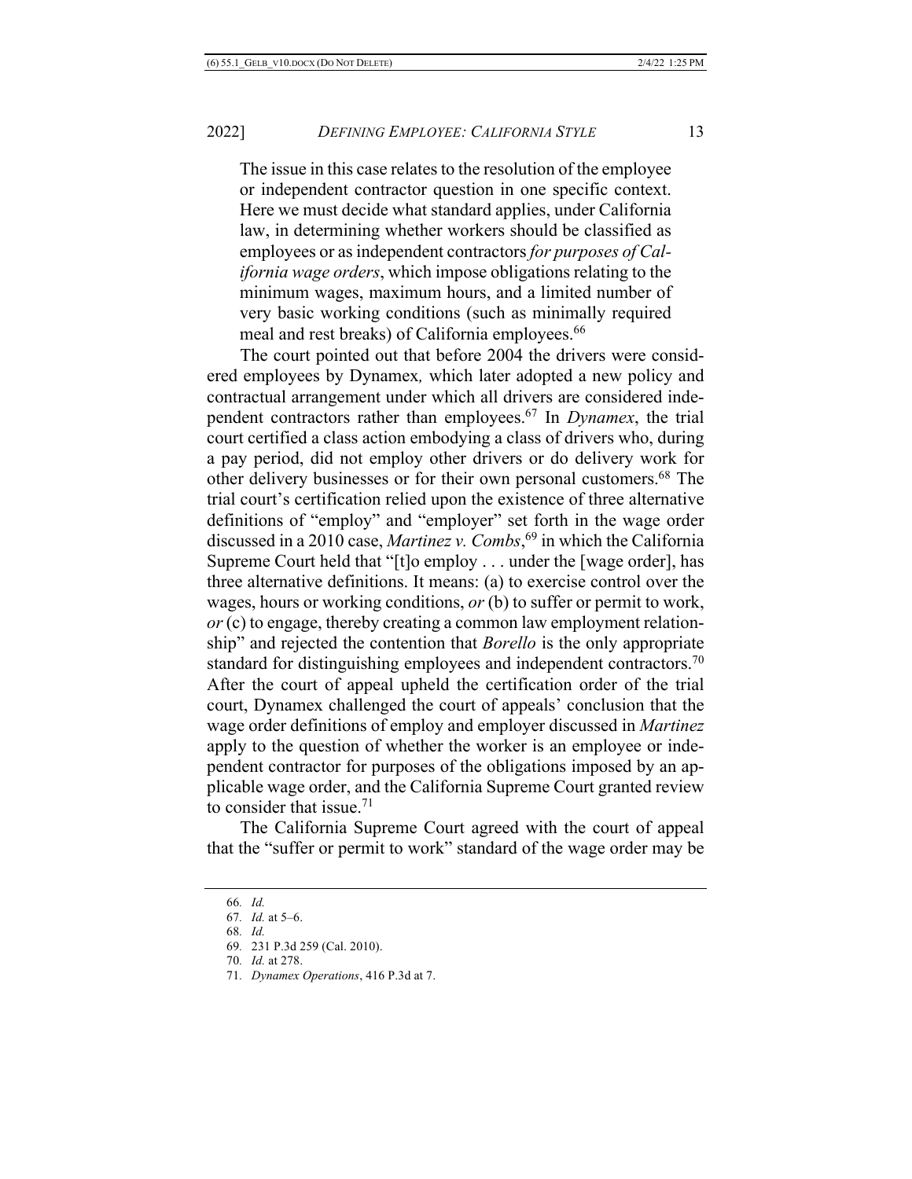> The issue in this case relates to the resolution of the employee or independent contractor question in one specific context. Here we must decide what standard applies, under California law, in determining whether workers should be classified as employees or as independent contractors *for purposes of California wage orders*, which impose obligations relating to the minimum wages, maximum hours, and a limited number of very basic working conditions (such as minimally required meal and rest breaks) of California employees.[66]

The court pointed out that before 2004 the drivers were considered employees by Dynamex, which later adopted a new policy and contractual arrangement under which all drivers are considered independent contractors rather than employees.[67] In *Dynamex*, the trial court certified a class action embodying a class of drivers who, during a pay period, did not employ other drivers or do delivery work for other delivery businesses or for their own personal customers.[68] The trial court's certification relied upon the existence of three alternative definitions of "employ" and "employer" set forth in the wage order discussed in a 2010 case, *Martinez v. Combs*,[69] in which the California Supreme Court held that "[t]o employ . . . under the [wage order], has three alternative definitions. It means: (a) to exercise control over the wages, hours or working conditions, *or* (b) to suffer or permit to work, *or* (c) to engage, thereby creating a common law employment relationship" and rejected the contention that *Borello* is the only appropriate standard for distinguishing employees and independent contractors.[70] After the court of appeal upheld the certification order of the trial court, Dynamex challenged the court of appeals' conclusion that the wage order definitions of employ and employer discussed in *Martinez* apply to the question of whether the worker is an employee or independent contractor for purposes of the obligations imposed by an applicable wage order, and the California Supreme Court granted review to consider that issue.[71]

The California Supreme Court agreed with the court of appeal that the "suffer or permit to work" standard of the wage order may be

---

66. *Id.*
67. *Id.* at 5–6.
68. *Id.*
69. 231 P.3d 259 (Cal. 2010).
70. *Id.* at 278.
71. *Dynamex Operations*, 416 P.3d at 7.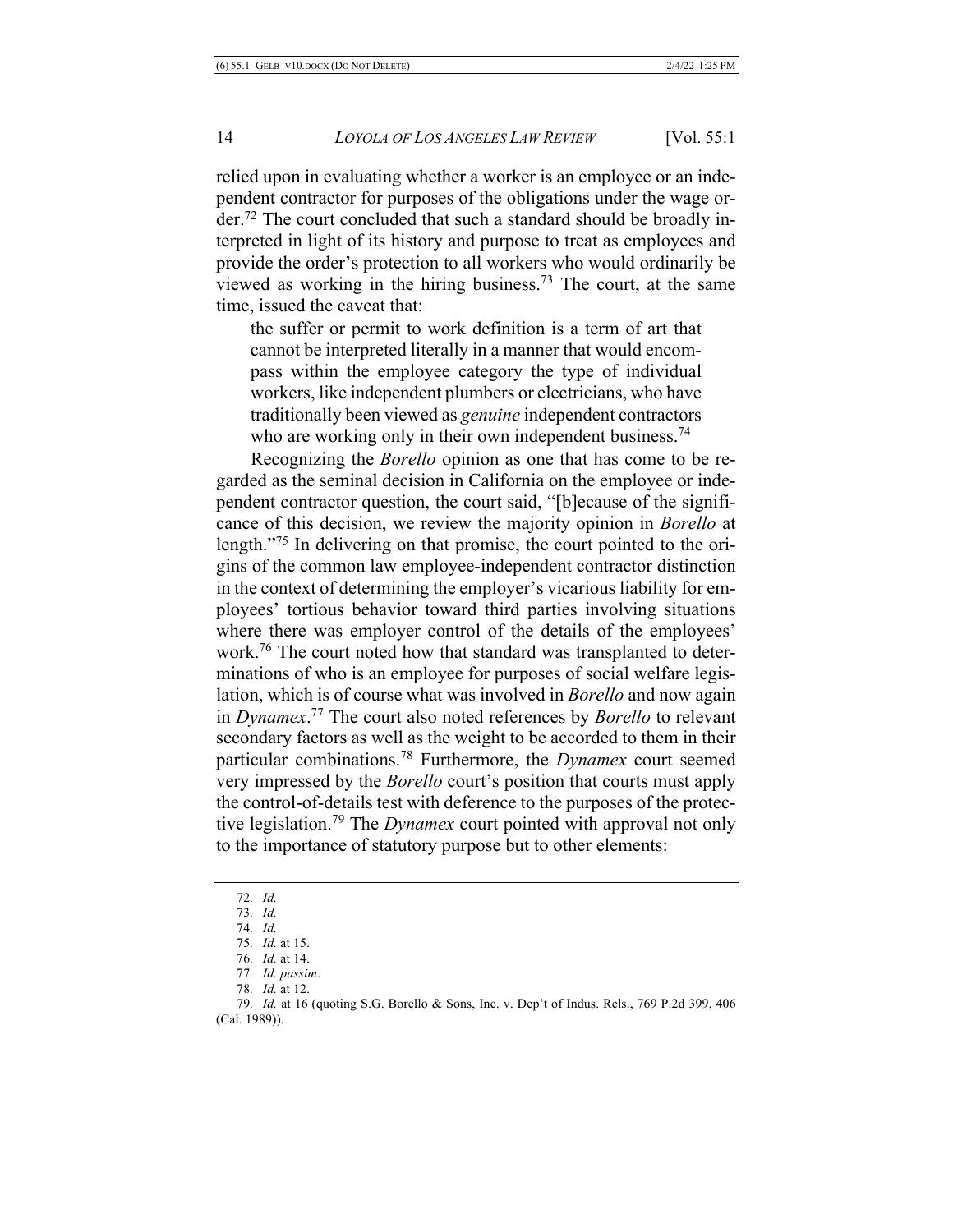relied upon in evaluating whether a worker is an employee or an independent contractor for purposes of the obligations under the wage order.[72] The court concluded that such a standard should be broadly interpreted in light of its history and purpose to treat as employees and provide the order's protection to all workers who would ordinarily be viewed as working in the hiring business.[73] The court, at the same time, issued the caveat that:

> the suffer or permit to work definition is a term of art that cannot be interpreted literally in a manner that would encompass within the employee category the type of individual workers, like independent plumbers or electricians, who have traditionally been viewed as *genuine* independent contractors who are working only in their own independent business.[74]

Recognizing the *Borello* opinion as one that has come to be regarded as the seminal decision in California on the employee or independent contractor question, the court said, "[b]ecause of the significance of this decision, we review the majority opinion in *Borello* at length."[75] In delivering on that promise, the court pointed to the origins of the common law employee-independent contractor distinction in the context of determining the employer's vicarious liability for employees' tortious behavior toward third parties involving situations where there was employer control of the details of the employees' work.[76] The court noted how that standard was transplanted to determinations of who is an employee for purposes of social welfare legislation, which is of course what was involved in *Borello* and now again in *Dynamex*.[77] The court also noted references by *Borello* to relevant secondary factors as well as the weight to be accorded to them in their particular combinations.[78] Furthermore, the *Dynamex* court seemed very impressed by the *Borello* court's position that courts must apply the control-of-details test with deference to the purposes of the protective legislation.[79] The *Dynamex* court pointed with approval not only to the importance of statutory purpose but to other elements:

---

72. *Id.*

73. *Id.*

74. *Id.*

75. *Id.* at 15.

76. *Id.* at 14.

77. *Id. passim*.

78. *Id.* at 12.

79. *Id.* at 16 (quoting S.G. Borello & Sons, Inc. v. Dep't of Indus. Rels., 769 P.2d 399, 406 (Cal. 1989)).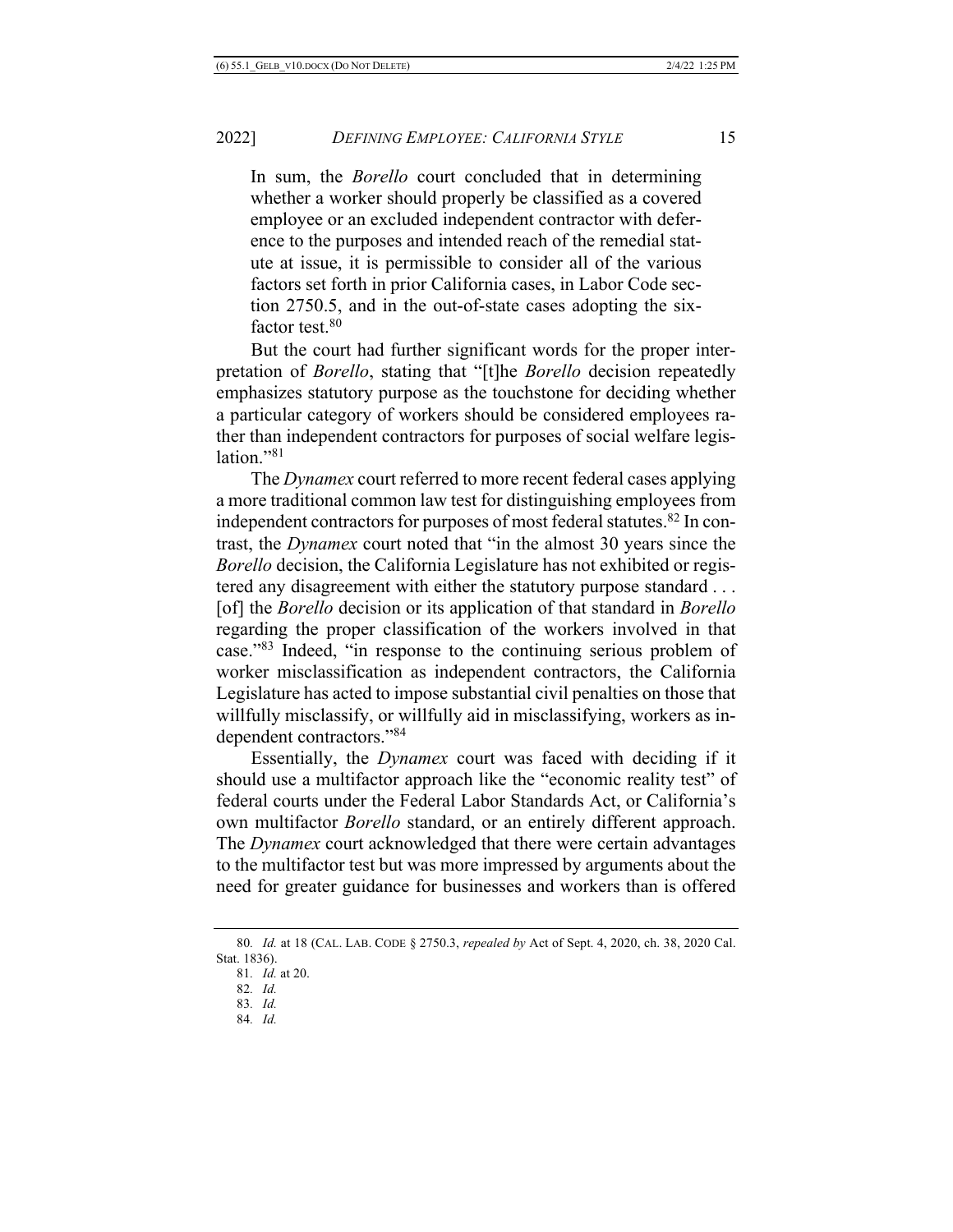In sum, the *Borello* court concluded that in determining whether a worker should properly be classified as a covered employee or an excluded independent contractor with deference to the purposes and intended reach of the remedial statute at issue, it is permissible to consider all of the various factors set forth in prior California cases, in Labor Code section 2750.5, and in the out-of-state cases adopting the six-factor test.[80]

But the court had further significant words for the proper interpretation of *Borello*, stating that "[t]he *Borello* decision repeatedly emphasizes statutory purpose as the touchstone for deciding whether a particular category of workers should be considered employees rather than independent contractors for purposes of social welfare legislation."[81]

The *Dynamex* court referred to more recent federal cases applying a more traditional common law test for distinguishing employees from independent contractors for purposes of most federal statutes.[82] In contrast, the *Dynamex* court noted that "in the almost 30 years since the *Borello* decision, the California Legislature has not exhibited or registered any disagreement with either the statutory purpose standard . . . [of] the *Borello* decision or its application of that standard in *Borello* regarding the proper classification of the workers involved in that case."[83] Indeed, "in response to the continuing serious problem of worker misclassification as independent contractors, the California Legislature has acted to impose substantial civil penalties on those that willfully misclassify, or willfully aid in misclassifying, workers as independent contractors."[84]

Essentially, the *Dynamex* court was faced with deciding if it should use a multifactor approach like the "economic reality test" of federal courts under the Federal Labor Standards Act, or California's own multifactor *Borello* standard, or an entirely different approach. The *Dynamex* court acknowledged that there were certain advantages to the multifactor test but was more impressed by arguments about the need for greater guidance for businesses and workers than is offered

---

80. *Id.* at 18 (CAL. LAB. CODE § 2750.3, *repealed by* Act of Sept. 4, 2020, ch. 38, 2020 Cal. Stat. 1836).

81. *Id.* at 20.

82. *Id.*

83. *Id.*

84. *Id.*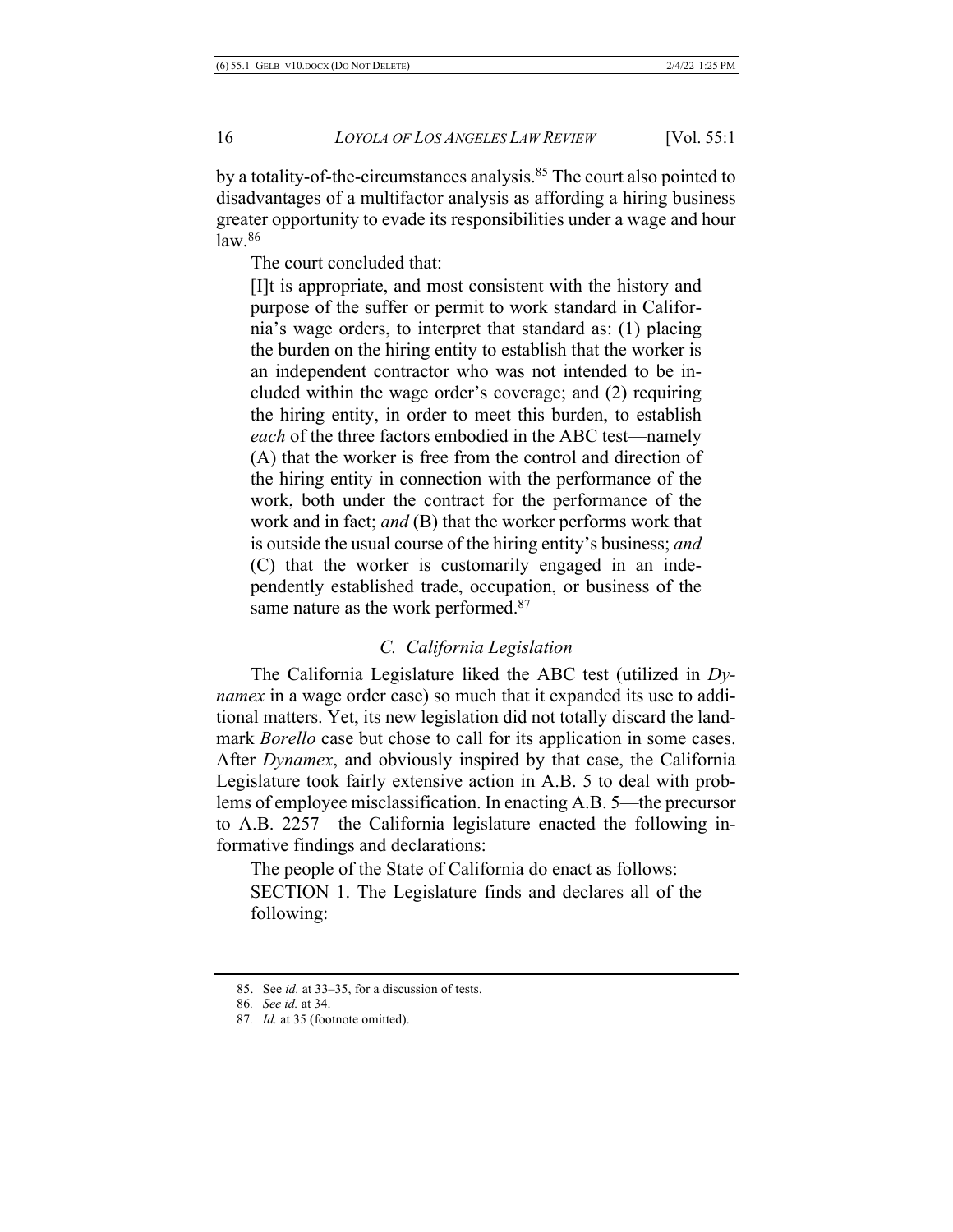by a totality-of-the-circumstances analysis.[85] The court also pointed to disadvantages of a multifactor analysis as affording a hiring business greater opportunity to evade its responsibilities under a wage and hour law.[86]

The court concluded that:

> [I]t is appropriate, and most consistent with the history and purpose of the suffer or permit to work standard in California's wage orders, to interpret that standard as: (1) placing the burden on the hiring entity to establish that the worker is an independent contractor who was not intended to be included within the wage order's coverage; and (2) requiring the hiring entity, in order to meet this burden, to establish *each* of the three factors embodied in the ABC test—namely (A) that the worker is free from the control and direction of the hiring entity in connection with the performance of the work, both under the contract for the performance of the work and in fact; *and* (B) that the worker performs work that is outside the usual course of the hiring entity's business; *and* (C) that the worker is customarily engaged in an independently established trade, occupation, or business of the same nature as the work performed.[87]

### *C. California Legislation*

The California Legislature liked the ABC test (utilized in *Dynamex* in a wage order case) so much that it expanded its use to additional matters. Yet, its new legislation did not totally discard the landmark *Borello* case but chose to call for its application in some cases. After *Dynamex*, and obviously inspired by that case, the California Legislature took fairly extensive action in A.B. 5 to deal with problems of employee misclassification. In enacting A.B. 5—the precursor to A.B. 2257—the California legislature enacted the following informative findings and declarations:

> The people of the State of California do enact as follows:
>
> SECTION 1. The Legislature finds and declares all of the following:

---

85. See *id.* at 33–35, for a discussion of tests.

86. *See id.* at 34.

87. *Id.* at 35 (footnote omitted).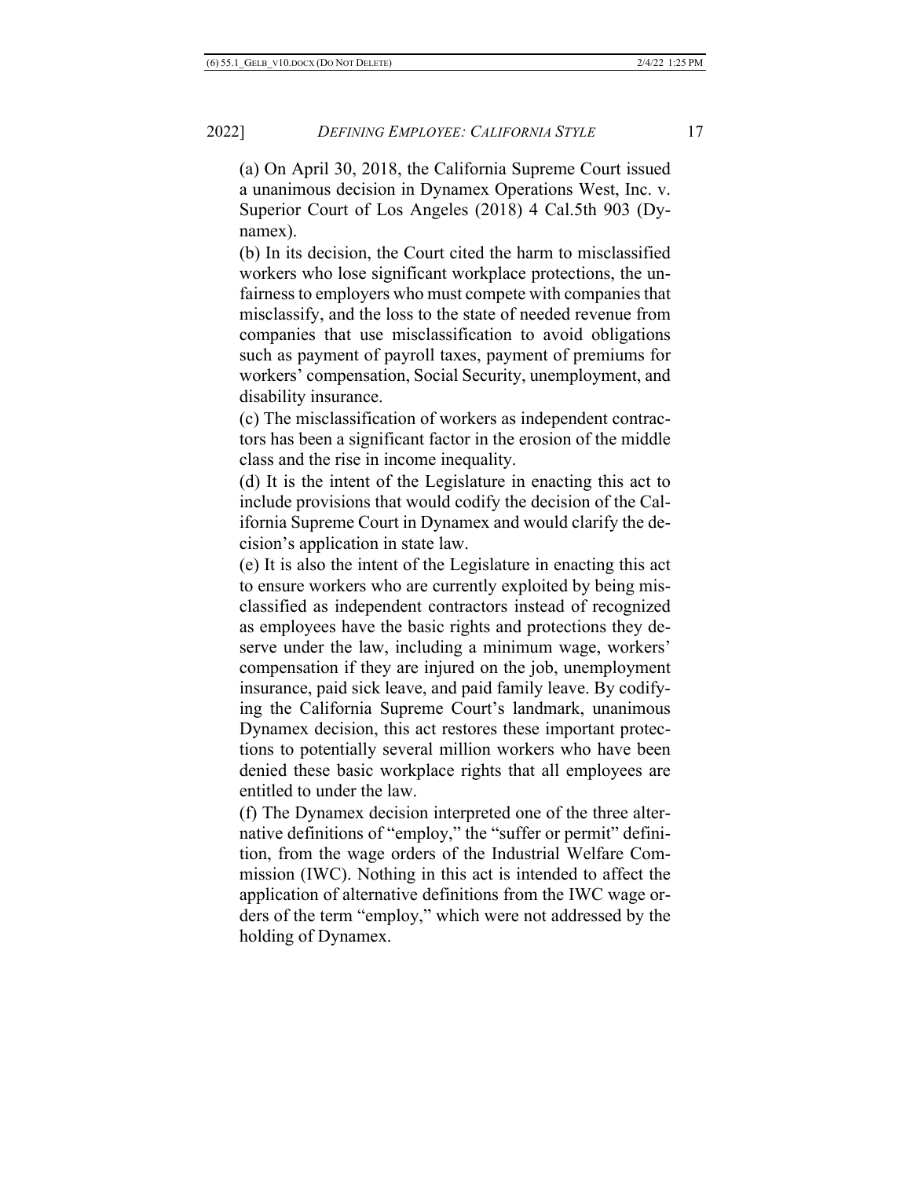(a) On April 30, 2018, the California Supreme Court issued a unanimous decision in Dynamex Operations West, Inc. v. Superior Court of Los Angeles (2018) 4 Cal.5th 903 (Dynamex).

(b) In its decision, the Court cited the harm to misclassified workers who lose significant workplace protections, the unfairness to employers who must compete with companies that misclassify, and the loss to the state of needed revenue from companies that use misclassification to avoid obligations such as payment of payroll taxes, payment of premiums for workers' compensation, Social Security, unemployment, and disability insurance.

(c) The misclassification of workers as independent contractors has been a significant factor in the erosion of the middle class and the rise in income inequality.

(d) It is the intent of the Legislature in enacting this act to include provisions that would codify the decision of the California Supreme Court in Dynamex and would clarify the decision's application in state law.

(e) It is also the intent of the Legislature in enacting this act to ensure workers who are currently exploited by being misclassified as independent contractors instead of recognized as employees have the basic rights and protections they deserve under the law, including a minimum wage, workers' compensation if they are injured on the job, unemployment insurance, paid sick leave, and paid family leave. By codifying the California Supreme Court's landmark, unanimous Dynamex decision, this act restores these important protections to potentially several million workers who have been denied these basic workplace rights that all employees are entitled to under the law.

(f) The Dynamex decision interpreted one of the three alternative definitions of "employ," the "suffer or permit" definition, from the wage orders of the Industrial Welfare Commission (IWC). Nothing in this act is intended to affect the application of alternative definitions from the IWC wage orders of the term "employ," which were not addressed by the holding of Dynamex.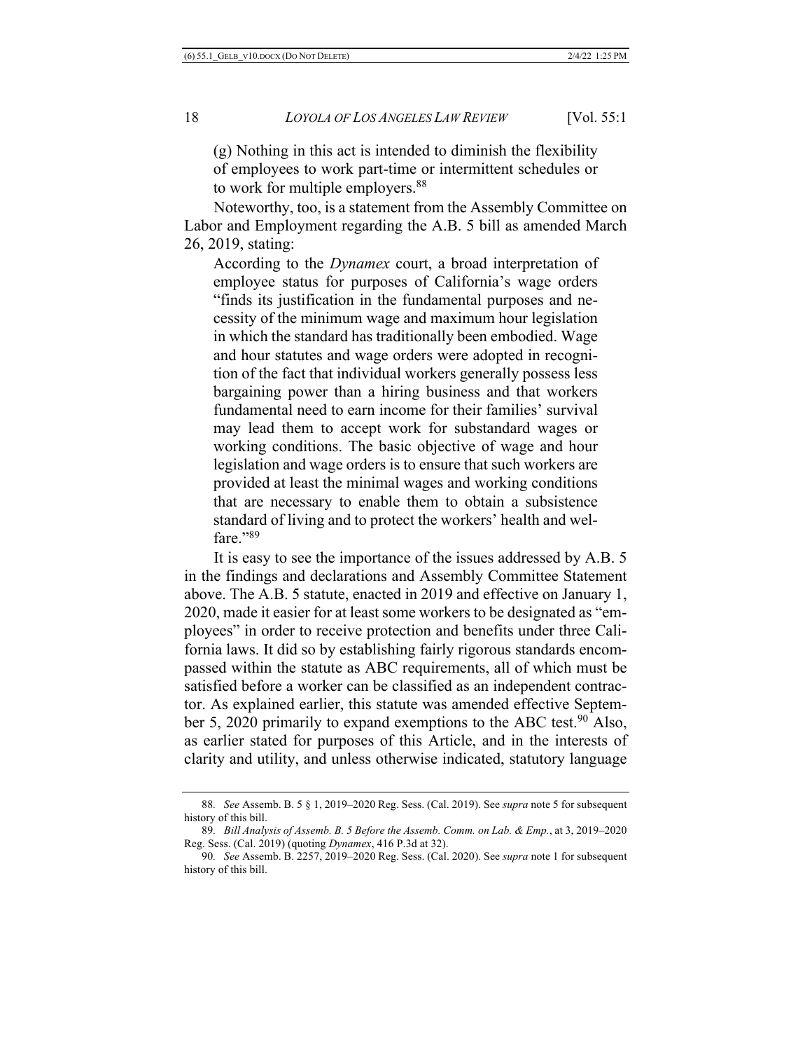(g) Nothing in this act is intended to diminish the flexibility of employees to work part-time or intermittent schedules or to work for multiple employers.[88]

Noteworthy, too, is a statement from the Assembly Committee on Labor and Employment regarding the A.B. 5 bill as amended March 26, 2019, stating:

> According to the *Dynamex* court, a broad interpretation of employee status for purposes of California's wage orders "finds its justification in the fundamental purposes and necessity of the minimum wage and maximum hour legislation in which the standard has traditionally been embodied. Wage and hour statutes and wage orders were adopted in recognition of the fact that individual workers generally possess less bargaining power than a hiring business and that workers fundamental need to earn income for their families' survival may lead them to accept work for substandard wages or working conditions. The basic objective of wage and hour legislation and wage orders is to ensure that such workers are provided at least the minimal wages and working conditions that are necessary to enable them to obtain a subsistence standard of living and to protect the workers' health and welfare."[89]

It is easy to see the importance of the issues addressed by A.B. 5 in the findings and declarations and Assembly Committee Statement above. The A.B. 5 statute, enacted in 2019 and effective on January 1, 2020, made it easier for at least some workers to be designated as "employees" in order to receive protection and benefits under three California laws. It did so by establishing fairly rigorous standards encompassed within the statute as ABC requirements, all of which must be satisfied before a worker can be classified as an independent contractor. As explained earlier, this statute was amended effective September 5, 2020 primarily to expand exemptions to the ABC test.[90] Also, as earlier stated for purposes of this Article, and in the interests of clarity and utility, and unless otherwise indicated, statutory language

---

88. *See* Assemb. B. 5 § 1, 2019–2020 Reg. Sess. (Cal. 2019). See *supra* note 5 for subsequent history of this bill.

89. *Bill Analysis of Assemb. B. 5 Before the Assemb. Comm. on Lab. & Emp.*, at 3, 2019–2020 Reg. Sess. (Cal. 2019) (quoting *Dynamex*, 416 P.3d at 32).

90. *See* Assemb. B. 2257, 2019–2020 Reg. Sess. (Cal. 2020). See *supra* note 1 for subsequent history of this bill.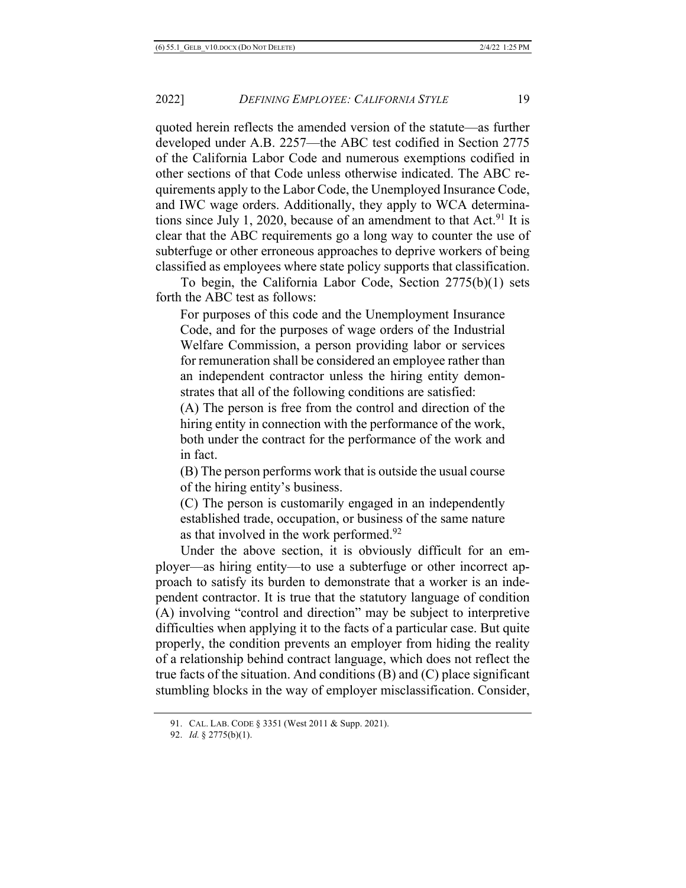quoted herein reflects the amended version of the statute—as further developed under A.B. 2257—the ABC test codified in Section 2775 of the California Labor Code and numerous exemptions codified in other sections of that Code unless otherwise indicated. The ABC requirements apply to the Labor Code, the Unemployed Insurance Code, and IWC wage orders. Additionally, they apply to WCA determinations since July 1, 2020, because of an amendment to that Act.[91] It is clear that the ABC requirements go a long way to counter the use of subterfuge or other erroneous approaches to deprive workers of being classified as employees where state policy supports that classification.

To begin, the California Labor Code, Section 2775(b)(1) sets forth the ABC test as follows:

> For purposes of this code and the Unemployment Insurance Code, and for the purposes of wage orders of the Industrial Welfare Commission, a person providing labor or services for remuneration shall be considered an employee rather than an independent contractor unless the hiring entity demonstrates that all of the following conditions are satisfied:
>
> (A) The person is free from the control and direction of the hiring entity in connection with the performance of the work, both under the contract for the performance of the work and in fact.
>
> (B) The person performs work that is outside the usual course of the hiring entity's business.
>
> (C) The person is customarily engaged in an independently established trade, occupation, or business of the same nature as that involved in the work performed.[92]

Under the above section, it is obviously difficult for an employer—as hiring entity—to use a subterfuge or other incorrect approach to satisfy its burden to demonstrate that a worker is an independent contractor. It is true that the statutory language of condition (A) involving "control and direction" may be subject to interpretive difficulties when applying it to the facts of a particular case. But quite properly, the condition prevents an employer from hiding the reality of a relationship behind contract language, which does not reflect the true facts of the situation. And conditions (B) and (C) place significant stumbling blocks in the way of employer misclassification. Consider,

---

91. CAL. LAB. CODE § 3351 (West 2011 & Supp. 2021).

92. *Id.* § 2775(b)(1).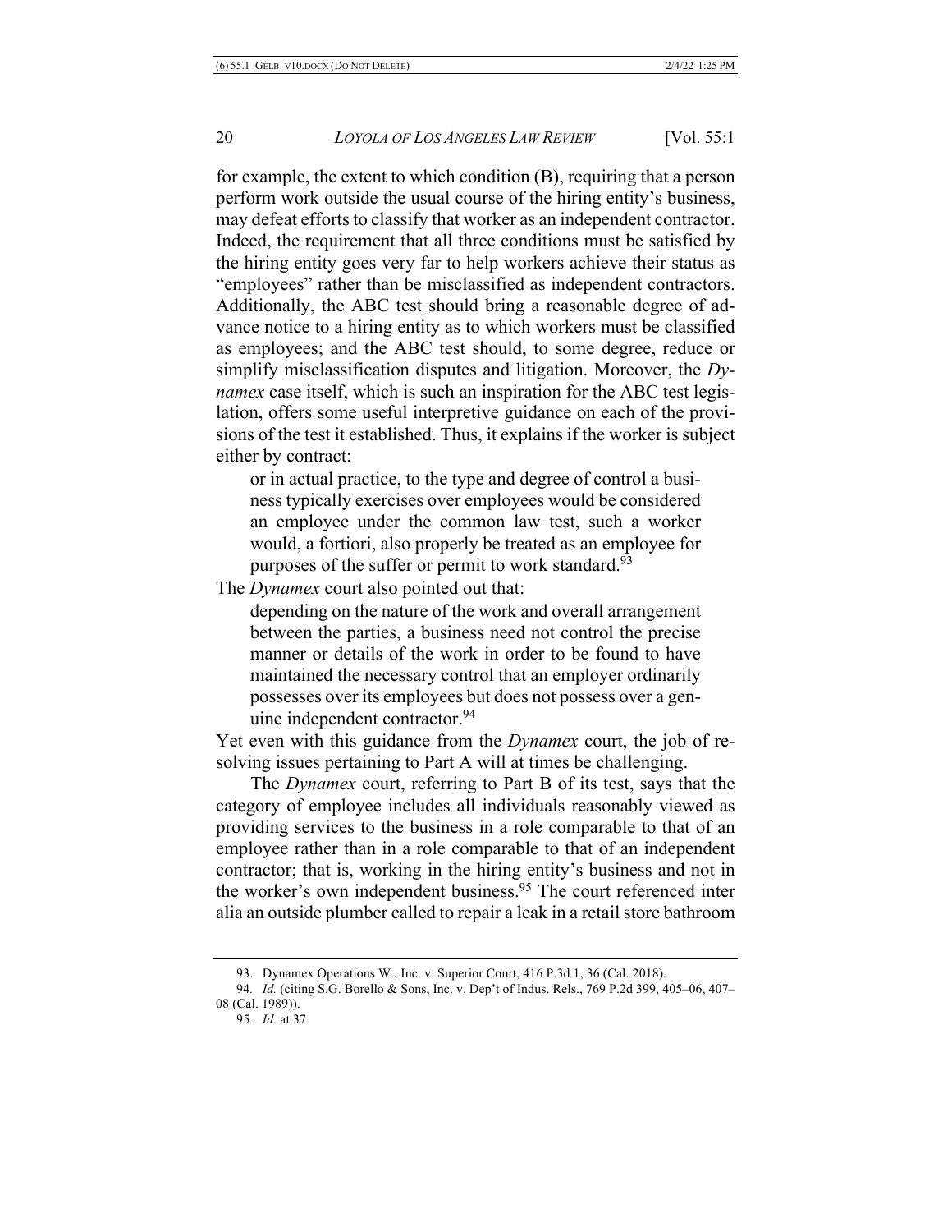for example, the extent to which condition (B), requiring that a person perform work outside the usual course of the hiring entity's business, may defeat efforts to classify that worker as an independent contractor. Indeed, the requirement that all three conditions must be satisfied by the hiring entity goes very far to help workers achieve their status as "employees" rather than be misclassified as independent contractors. Additionally, the ABC test should bring a reasonable degree of advance notice to a hiring entity as to which workers must be classified as employees; and the ABC test should, to some degree, reduce or simplify misclassification disputes and litigation. Moreover, the *Dynamex* case itself, which is such an inspiration for the ABC test legislation, offers some useful interpretive guidance on each of the provisions of the test it established. Thus, it explains if the worker is subject either by contract:

> or in actual practice, to the type and degree of control a business typically exercises over employees would be considered an employee under the common law test, such a worker would, a fortiori, also properly be treated as an employee for purposes of the suffer or permit to work standard.[93]

The *Dynamex* court also pointed out that:

> depending on the nature of the work and overall arrangement between the parties, a business need not control the precise manner or details of the work in order to be found to have maintained the necessary control that an employer ordinarily possesses over its employees but does not possess over a genuine independent contractor.[94]

Yet even with this guidance from the *Dynamex* court, the job of resolving issues pertaining to Part A will at times be challenging.

The *Dynamex* court, referring to Part B of its test, says that the category of employee includes all individuals reasonably viewed as providing services to the business in a role comparable to that of an employee rather than in a role comparable to that of an independent contractor; that is, working in the hiring entity's business and not in the worker's own independent business.[95] The court referenced inter alia an outside plumber called to repair a leak in a retail store bathroom

---

93. Dynamex Operations W., Inc. v. Superior Court, 416 P.3d 1, 36 (Cal. 2018).

94. *Id.* (citing S.G. Borello & Sons, Inc. v. Dep't of Indus. Rels., 769 P.2d 399, 405–06, 407–08 (Cal. 1989)).

95. *Id.* at 37.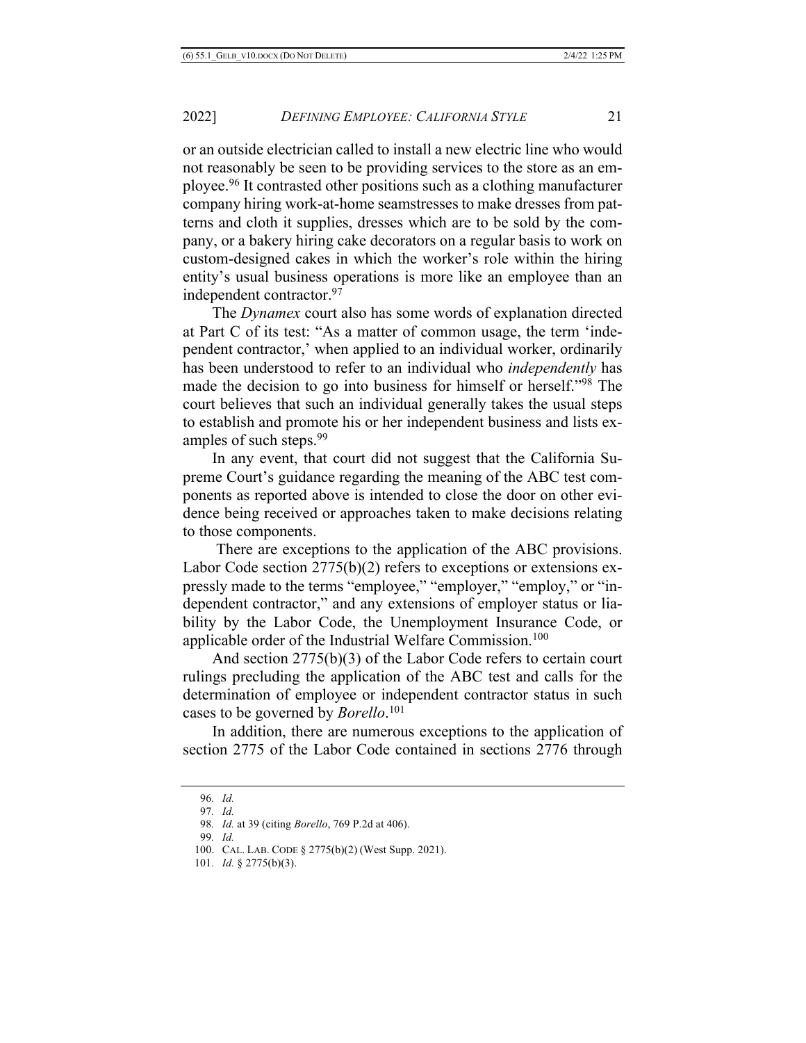or an outside electrician called to install a new electric line who would not reasonably be seen to be providing services to the store as an employee.[96] It contrasted other positions such as a clothing manufacturer company hiring work-at-home seamstresses to make dresses from patterns and cloth it supplies, dresses which are to be sold by the company, or a bakery hiring cake decorators on a regular basis to work on custom-designed cakes in which the worker's role within the hiring entity's usual business operations is more like an employee than an independent contractor.[97]

The *Dynamex* court also has some words of explanation directed at Part C of its test: "As a matter of common usage, the term 'independent contractor,' when applied to an individual worker, ordinarily has been understood to refer to an individual who *independently* has made the decision to go into business for himself or herself."[98] The court believes that such an individual generally takes the usual steps to establish and promote his or her independent business and lists examples of such steps.[99]

In any event, that court did not suggest that the California Supreme Court's guidance regarding the meaning of the ABC test components as reported above is intended to close the door on other evidence being received or approaches taken to make decisions relating to those components.

There are exceptions to the application of the ABC provisions. Labor Code section 2775(b)(2) refers to exceptions or extensions expressly made to the terms "employee," "employer," "employ," or "independent contractor," and any extensions of employer status or liability by the Labor Code, the Unemployment Insurance Code, or applicable order of the Industrial Welfare Commission.[100]

And section 2775(b)(3) of the Labor Code refers to certain court rulings precluding the application of the ABC test and calls for the determination of employee or independent contractor status in such cases to be governed by *Borello*.[101]

In addition, there are numerous exceptions to the application of section 2775 of the Labor Code contained in sections 2776 through

---

96. *Id.*

97. *Id.*

98. *Id.* at 39 (citing *Borello*, 769 P.2d at 406).

99. *Id.*

100. CAL. LAB. CODE § 2775(b)(2) (West Supp. 2021).

101. *Id.* § 2775(b)(3).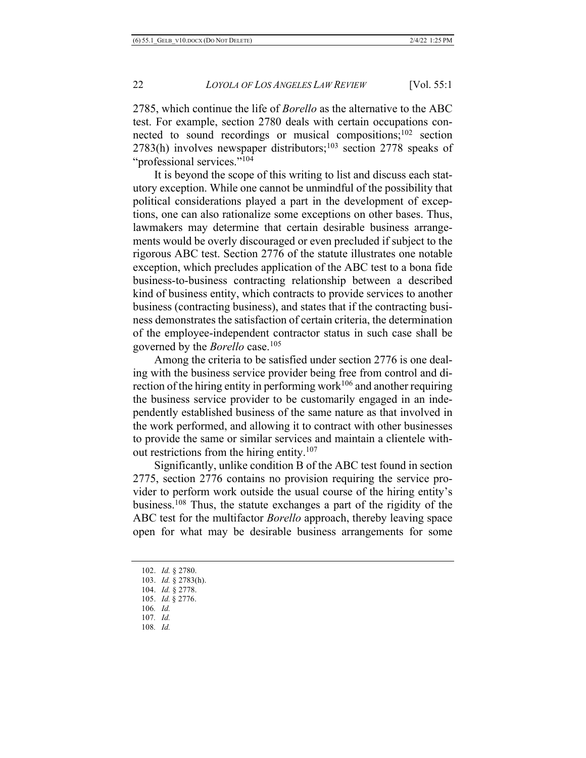2785, which continue the life of *Borello* as the alternative to the ABC test. For example, section 2780 deals with certain occupations connected to sound recordings or musical compositions;[102] section 2783(h) involves newspaper distributors;[103] section 2778 speaks of "professional services."[104]

It is beyond the scope of this writing to list and discuss each statutory exception. While one cannot be unmindful of the possibility that political considerations played a part in the development of exceptions, one can also rationalize some exceptions on other bases. Thus, lawmakers may determine that certain desirable business arrangements would be overly discouraged or even precluded if subject to the rigorous ABC test. Section 2776 of the statute illustrates one notable exception, which precludes application of the ABC test to a bona fide business-to-business contracting relationship between a described kind of business entity, which contracts to provide services to another business (contracting business), and states that if the contracting business demonstrates the satisfaction of certain criteria, the determination of the employee-independent contractor status in such case shall be governed by the *Borello* case.[105]

Among the criteria to be satisfied under section 2776 is one dealing with the business service provider being free from control and direction of the hiring entity in performing work[106] and another requiring the business service provider to be customarily engaged in an independently established business of the same nature as that involved in the work performed, and allowing it to contract with other businesses to provide the same or similar services and maintain a clientele without restrictions from the hiring entity.[107]

Significantly, unlike condition B of the ABC test found in section 2775, section 2776 contains no provision requiring the service provider to perform work outside the usual course of the hiring entity's business.[108] Thus, the statute exchanges a part of the rigidity of the ABC test for the multifactor *Borello* approach, thereby leaving space open for what may be desirable business arrangements for some

---

102. *Id.* § 2780.
103. *Id.* § 2783(h).
104. *Id.* § 2778.
105. *Id.* § 2776.
106. *Id.*
107. *Id.*
108. *Id.*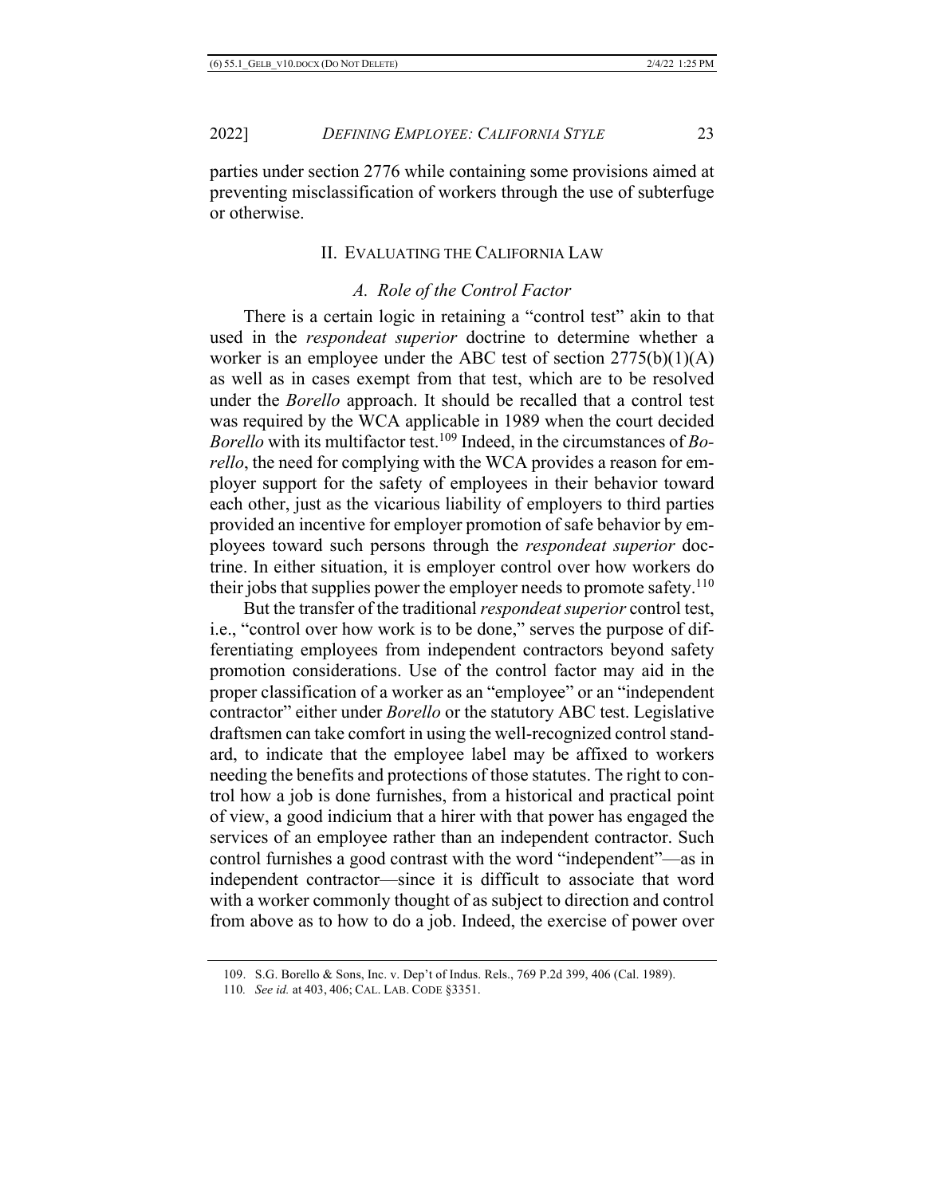parties under section 2776 while containing some provisions aimed at preventing misclassification of workers through the use of subterfuge or otherwise.

## II. Evaluating the California Law

### *A. Role of the Control Factor*

There is a certain logic in retaining a "control test" akin to that used in the *respondeat superior* doctrine to determine whether a worker is an employee under the ABC test of section 2775(b)(1)(A) as well as in cases exempt from that test, which are to be resolved under the *Borello* approach. It should be recalled that a control test was required by the WCA applicable in 1989 when the court decided *Borello* with its multifactor test.[109] Indeed, in the circumstances of *Borello*, the need for complying with the WCA provides a reason for employer support for the safety of employees in their behavior toward each other, just as the vicarious liability of employers to third parties provided an incentive for employer promotion of safe behavior by employees toward such persons through the *respondeat superior* doctrine. In either situation, it is employer control over how workers do their jobs that supplies power the employer needs to promote safety.[110]

But the transfer of the traditional *respondeat superior* control test, i.e., "control over how work is to be done," serves the purpose of differentiating employees from independent contractors beyond safety promotion considerations. Use of the control factor may aid in the proper classification of a worker as an "employee" or an "independent contractor" either under *Borello* or the statutory ABC test. Legislative draftsmen can take comfort in using the well-recognized control standard, to indicate that the employee label may be affixed to workers needing the benefits and protections of those statutes. The right to control how a job is done furnishes, from a historical and practical point of view, a good indicium that a hirer with that power has engaged the services of an employee rather than an independent contractor. Such control furnishes a good contrast with the word "independent"—as in independent contractor—since it is difficult to associate that word with a worker commonly thought of as subject to direction and control from above as to how to do a job. Indeed, the exercise of power over

109. S.G. Borello & Sons, Inc. v. Dep't of Indus. Rels., 769 P.2d 399, 406 (Cal. 1989).

110. *See id.* at 403, 406; CAL. LAB. CODE §3351.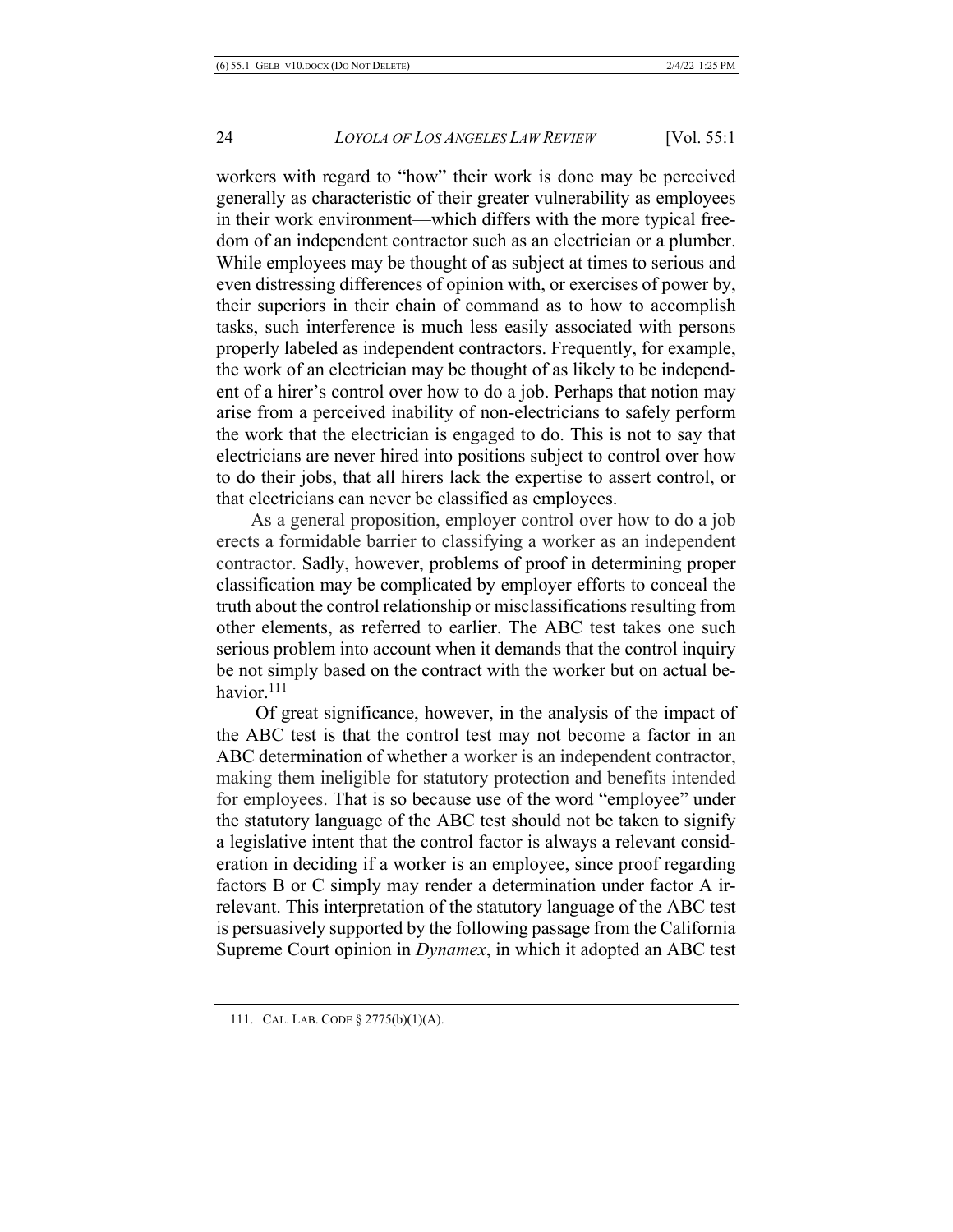workers with regard to "how" their work is done may be perceived generally as characteristic of their greater vulnerability as employees in their work environment—which differs with the more typical freedom of an independent contractor such as an electrician or a plumber. While employees may be thought of as subject at times to serious and even distressing differences of opinion with, or exercises of power by, their superiors in their chain of command as to how to accomplish tasks, such interference is much less easily associated with persons properly labeled as independent contractors. Frequently, for example, the work of an electrician may be thought of as likely to be independent of a hirer's control over how to do a job. Perhaps that notion may arise from a perceived inability of non-electricians to safely perform the work that the electrician is engaged to do. This is not to say that electricians are never hired into positions subject to control over how to do their jobs, that all hirers lack the expertise to assert control, or that electricians can never be classified as employees.

As a general proposition, employer control over how to do a job erects a formidable barrier to classifying a worker as an independent contractor. Sadly, however, problems of proof in determining proper classification may be complicated by employer efforts to conceal the truth about the control relationship or misclassifications resulting from other elements, as referred to earlier. The ABC test takes one such serious problem into account when it demands that the control inquiry be not simply based on the contract with the worker but on actual behavior.[111]

Of great significance, however, in the analysis of the impact of the ABC test is that the control test may not become a factor in an ABC determination of whether a worker is an independent contractor, making them ineligible for statutory protection and benefits intended for employees. That is so because use of the word "employee" under the statutory language of the ABC test should not be taken to signify a legislative intent that the control factor is always a relevant consideration in deciding if a worker is an employee, since proof regarding factors B or C simply may render a determination under factor A irrelevant. This interpretation of the statutory language of the ABC test is persuasively supported by the following passage from the California Supreme Court opinion in *Dynamex*, in which it adopted an ABC test

111. CAL. LAB. CODE § 2775(b)(1)(A).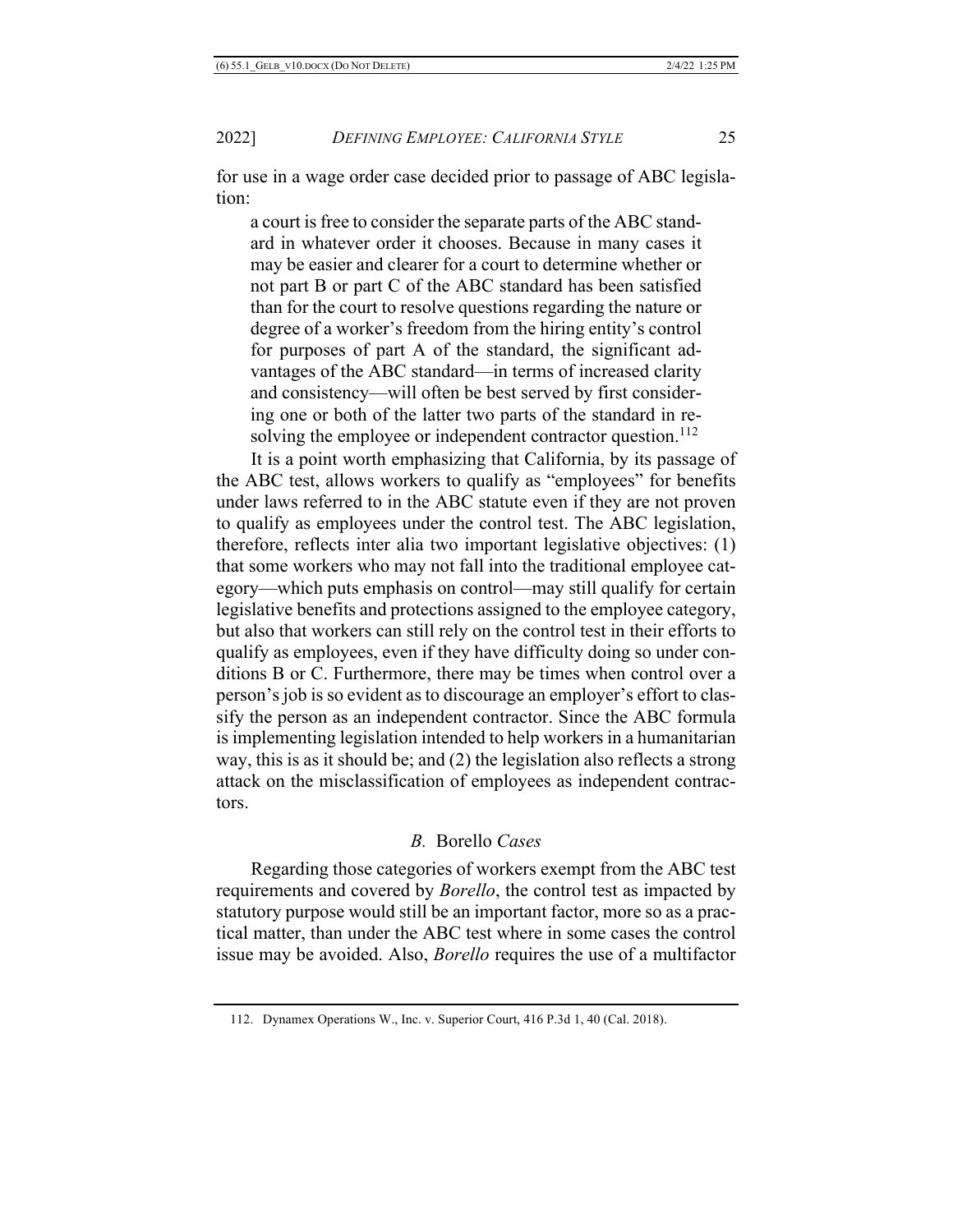for use in a wage order case decided prior to passage of ABC legislation:

> a court is free to consider the separate parts of the ABC standard in whatever order it chooses. Because in many cases it may be easier and clearer for a court to determine whether or not part B or part C of the ABC standard has been satisfied than for the court to resolve questions regarding the nature or degree of a worker's freedom from the hiring entity's control for purposes of part A of the standard, the significant advantages of the ABC standard—in terms of increased clarity and consistency—will often be best served by first considering one or both of the latter two parts of the standard in resolving the employee or independent contractor question.[112]

It is a point worth emphasizing that California, by its passage of the ABC test, allows workers to qualify as "employees" for benefits under laws referred to in the ABC statute even if they are not proven to qualify as employees under the control test. The ABC legislation, therefore, reflects inter alia two important legislative objectives: (1) that some workers who may not fall into the traditional employee category—which puts emphasis on control—may still qualify for certain legislative benefits and protections assigned to the employee category, but also that workers can still rely on the control test in their efforts to qualify as employees, even if they have difficulty doing so under conditions B or C. Furthermore, there may be times when control over a person's job is so evident as to discourage an employer's effort to classify the person as an independent contractor. Since the ABC formula is implementing legislation intended to help workers in a humanitarian way, this is as it should be; and (2) the legislation also reflects a strong attack on the misclassification of employees as independent contractors.

### *B.* Borello *Cases*

Regarding those categories of workers exempt from the ABC test requirements and covered by *Borello*, the control test as impacted by statutory purpose would still be an important factor, more so as a practical matter, than under the ABC test where in some cases the control issue may be avoided. Also, *Borello* requires the use of a multifactor

112. Dynamex Operations W., Inc. v. Superior Court, 416 P.3d 1, 40 (Cal. 2018).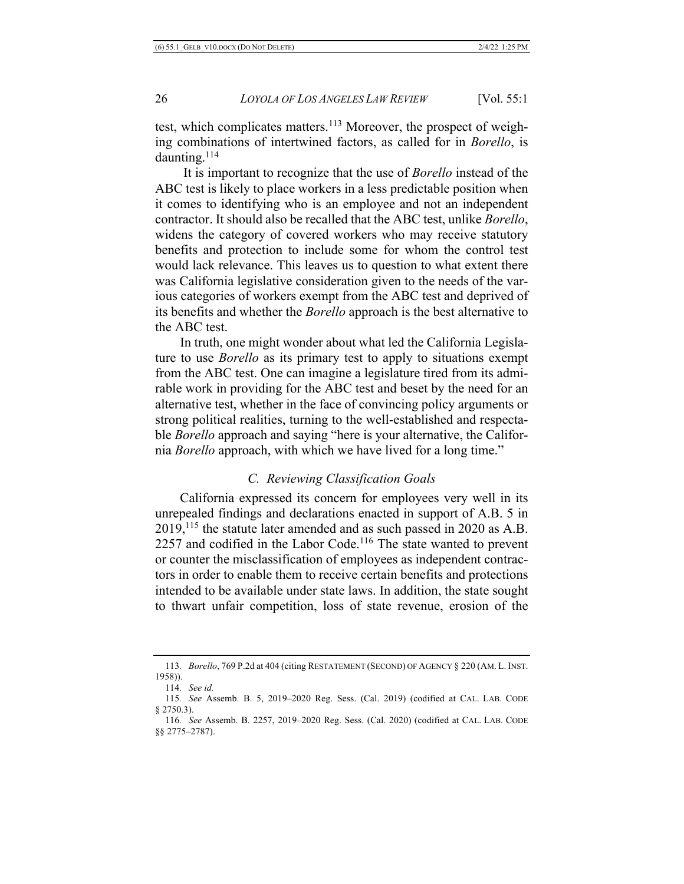test, which complicates matters.[113] Moreover, the prospect of weighing combinations of intertwined factors, as called for in *Borello*, is daunting.[114]

It is important to recognize that the use of *Borello* instead of the ABC test is likely to place workers in a less predictable position when it comes to identifying who is an employee and not an independent contractor. It should also be recalled that the ABC test, unlike *Borello*, widens the category of covered workers who may receive statutory benefits and protection to include some for whom the control test would lack relevance. This leaves us to question to what extent there was California legislative consideration given to the needs of the various categories of workers exempt from the ABC test and deprived of its benefits and whether the *Borello* approach is the best alternative to the ABC test.

In truth, one might wonder about what led the California Legislature to use *Borello* as its primary test to apply to situations exempt from the ABC test. One can imagine a legislature tired from its admirable work in providing for the ABC test and beset by the need for an alternative test, whether in the face of convincing policy arguments or strong political realities, turning to the well-established and respectable *Borello* approach and saying "here is your alternative, the California *Borello* approach, with which we have lived for a long time."

### *C. Reviewing Classification Goals*

California expressed its concern for employees very well in its unrepealed findings and declarations enacted in support of A.B. 5 in 2019,[115] the statute later amended and as such passed in 2020 as A.B. 2257 and codified in the Labor Code.[116] The state wanted to prevent or counter the misclassification of employees as independent contractors in order to enable them to receive certain benefits and protections intended to be available under state laws. In addition, the state sought to thwart unfair competition, loss of state revenue, erosion of the

---

113. *Borello*, 769 P.2d at 404 (citing RESTATEMENT (SECOND) OF AGENCY § 220 (AM. L. INST. 1958)).

114. *See id.*

115. *See* Assemb. B. 5, 2019–2020 Reg. Sess. (Cal. 2019) (codified at CAL. LAB. CODE § 2750.3).

116. *See* Assemb. B. 2257, 2019–2020 Reg. Sess. (Cal. 2020) (codified at CAL. LAB. CODE §§ 2775–2787).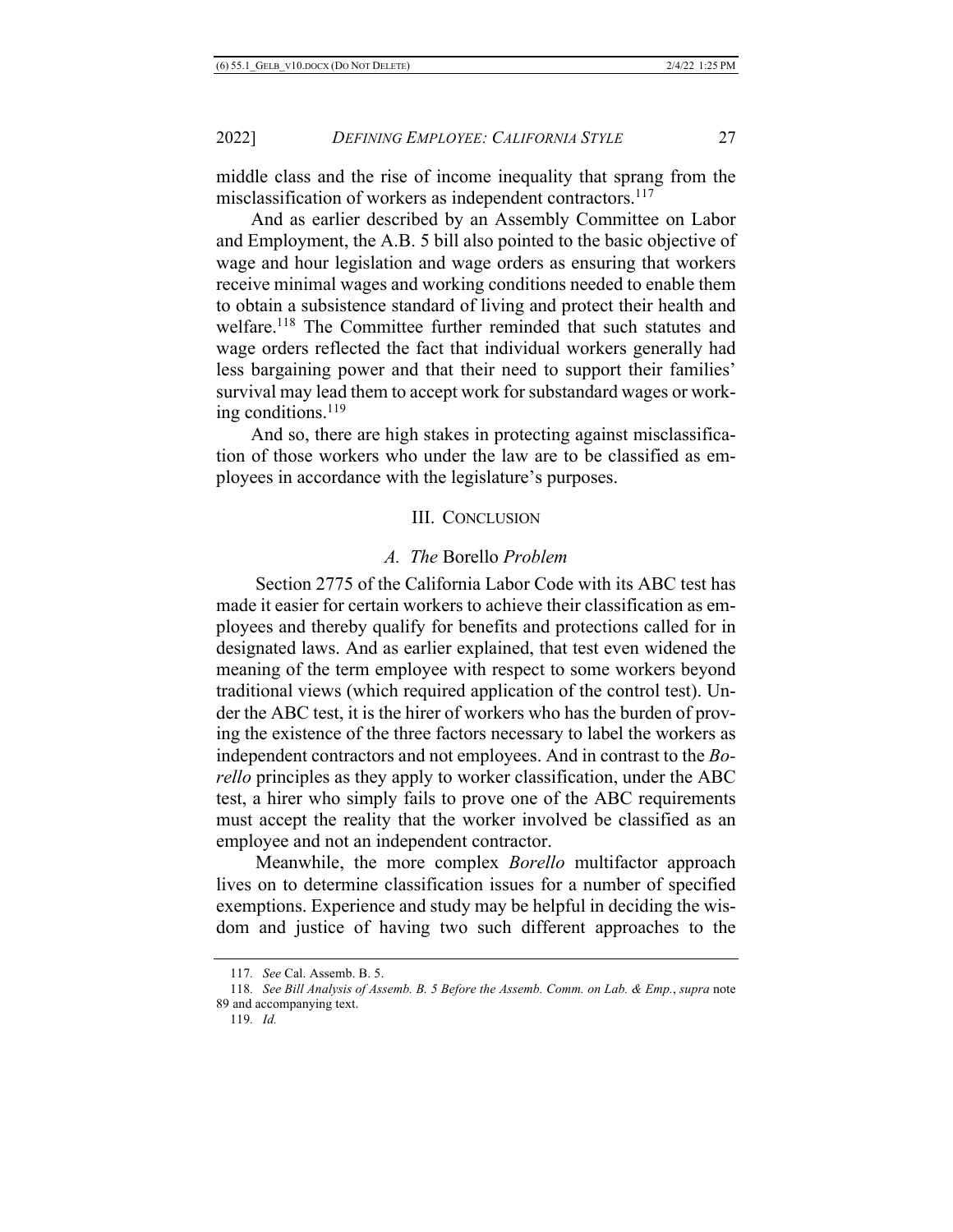middle class and the rise of income inequality that sprang from the misclassification of workers as independent contractors.[117]

And as earlier described by an Assembly Committee on Labor and Employment, the A.B. 5 bill also pointed to the basic objective of wage and hour legislation and wage orders as ensuring that workers receive minimal wages and working conditions needed to enable them to obtain a subsistence standard of living and protect their health and welfare.[118] The Committee further reminded that such statutes and wage orders reflected the fact that individual workers generally had less bargaining power and that their need to support their families' survival may lead them to accept work for substandard wages or working conditions.[119]

And so, there are high stakes in protecting against misclassification of those workers who under the law are to be classified as employees in accordance with the legislature's purposes.

## III. Conclusion

### *A. The* Borello *Problem*

Section 2775 of the California Labor Code with its ABC test has made it easier for certain workers to achieve their classification as employees and thereby qualify for benefits and protections called for in designated laws. And as earlier explained, that test even widened the meaning of the term employee with respect to some workers beyond traditional views (which required application of the control test). Under the ABC test, it is the hirer of workers who has the burden of proving the existence of the three factors necessary to label the workers as independent contractors and not employees. And in contrast to the *Borello* principles as they apply to worker classification, under the ABC test, a hirer who simply fails to prove one of the ABC requirements must accept the reality that the worker involved be classified as an employee and not an independent contractor.

Meanwhile, the more complex *Borello* multifactor approach lives on to determine classification issues for a number of specified exemptions. Experience and study may be helpful in deciding the wisdom and justice of having two such different approaches to the

---

117. *See* Cal. Assemb. B. 5.

118. *See Bill Analysis of Assemb. B. 5 Before the Assemb. Comm. on Lab. & Emp.*, *supra* note 89 and accompanying text.

119. *Id.*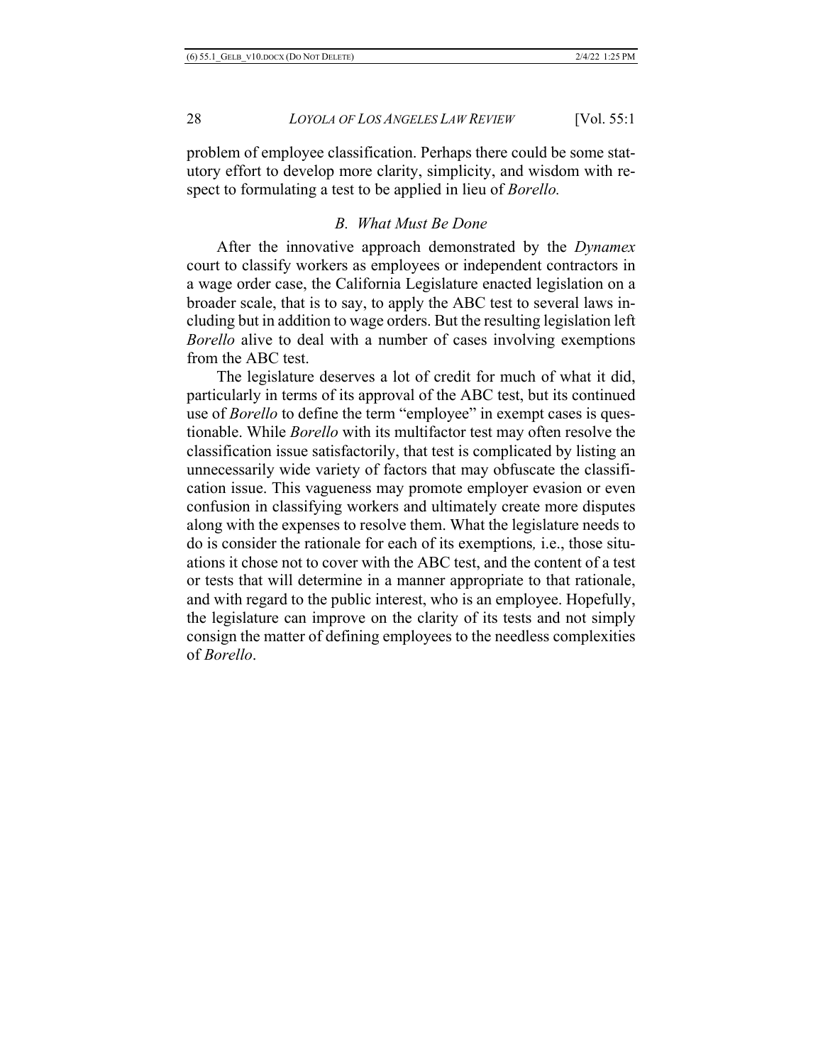problem of employee classification. Perhaps there could be some statutory effort to develop more clarity, simplicity, and wisdom with respect to formulating a test to be applied in lieu of *Borello.*

### *B. What Must Be Done*

After the innovative approach demonstrated by the *Dynamex* court to classify workers as employees or independent contractors in a wage order case, the California Legislature enacted legislation on a broader scale, that is to say, to apply the ABC test to several laws including but in addition to wage orders. But the resulting legislation left *Borello* alive to deal with a number of cases involving exemptions from the ABC test.

The legislature deserves a lot of credit for much of what it did, particularly in terms of its approval of the ABC test, but its continued use of *Borello* to define the term "employee" in exempt cases is questionable. While *Borello* with its multifactor test may often resolve the classification issue satisfactorily, that test is complicated by listing an unnecessarily wide variety of factors that may obfuscate the classification issue. This vagueness may promote employer evasion or even confusion in classifying workers and ultimately create more disputes along with the expenses to resolve them. What the legislature needs to do is consider the rationale for each of its exemptions*,* i.e., those situations it chose not to cover with the ABC test, and the content of a test or tests that will determine in a manner appropriate to that rationale, and with regard to the public interest, who is an employee. Hopefully, the legislature can improve on the clarity of its tests and not simply consign the matter of defining employees to the needless complexities of *Borello*.